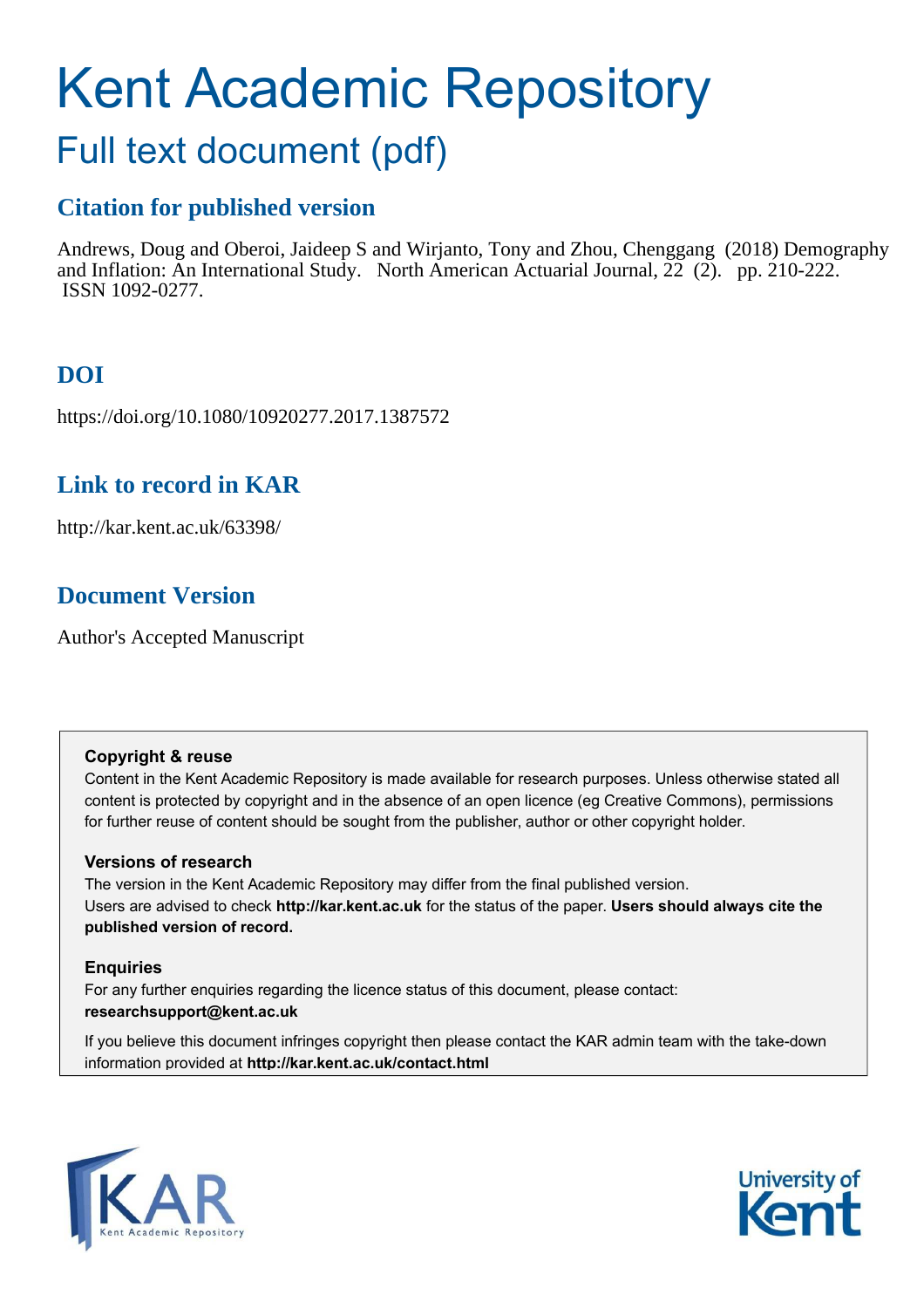# Kent Academic Repository

## Full text document (pdf)

## Citation for published version

Andrews, Doug and Oberoi, Jaideep S and Wirjanto, Tony and Zhou, Chenggang (2018) Demography and Inflation: An International Study. North American Actuarial Journal, 22 (2). pp. 210-222. ISSN 1092-0277.

## DOI

https://doi.org/10.1080/10920277.2017.1387572

## Link to record in KAR

http://kar.kent.ac.uk/63398/

## Document Version

Author's Accepted Manuscript

**Copyright & reuse**

Content in the Kent Academic Repository is made available for research purposes. Unless otherwise stated all content is protected by copyright and in the absence of an open licence (eg Creative Commons), permissions for further reuse of content should be sought from the publisher, author or other copyright holder.

**Versions of research**

The version in the Kent Academic Repository may differ from the final published version. Users are advised to check **http://kar.kent.ac.uk** for the status of the paper. **Users should always cite the published version of record.**

**Enquiries**

For any further enquiries regarding the licence status of this document, please contact: **researchsupport@kent.ac.uk**

If you believe this document infringes copyright then please contact the KAR admin team with the take-down information provided at **http://kar.kent.ac.uk/contact.html**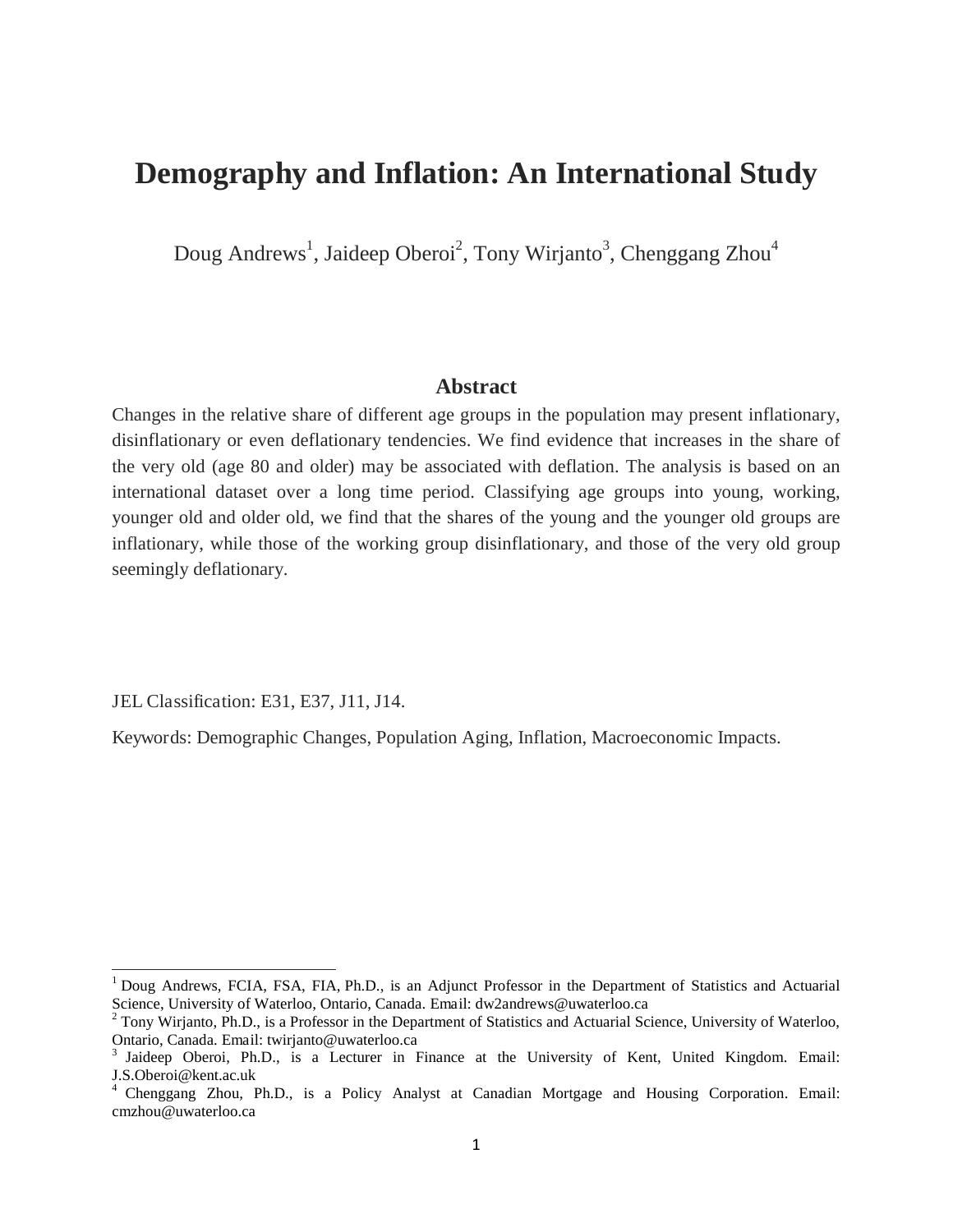# Demography and Inflation: An International Study

Doug Andrews[1], Jaideep Oberoi[2], Tony Wirjanto[3], Chenggang Zhou[4]

## Abstract

Changes in the relative share of different age groups in the population may present inflationary, disinflationary or even deflationary tendencies. We find evidence that increases in the share of the very old (age 80 and older) may be associated with deflation. The analysis is based on an international dataset over a long time period. Classifying age groups into young, working, younger old and older old, we find that the shares of the young and the younger old groups are inflationary, while those of the working group disinflationary, and those of the very old group seemingly deflationary.

JEL Classification: E31, E37, J11, J14.

Keywords: Demographic Changes, Population Aging, Inflation, Macroeconomic Impacts.

---

[1] Doug Andrews, FCIA, FSA, FIA, Ph.D., is an Adjunct Professor in the Department of Statistics and Actuarial Science, University of Waterloo, Ontario, Canada. Email: dw2andrews@uwaterloo.ca

[2] Tony Wirjanto, Ph.D., is a Professor in the Department of Statistics and Actuarial Science, University of Waterloo, Ontario, Canada. Email: twirjanto@uwaterloo.ca

[3] Jaideep Oberoi, Ph.D., is a Lecturer in Finance at the University of Kent, United Kingdom. Email: J.S.Oberoi@kent.ac.uk

[4] Chenggang Zhou, Ph.D., is a Policy Analyst at Canadian Mortgage and Housing Corporation. Email: cmzhou@uwaterloo.ca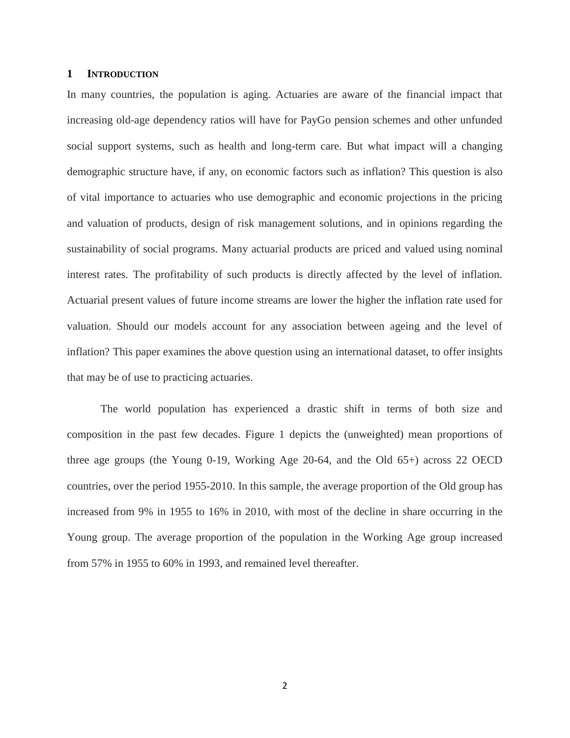## 1 INTRODUCTION

In many countries, the population is aging. Actuaries are aware of the financial impact that increasing old-age dependency ratios will have for PayGo pension schemes and other unfunded social support systems, such as health and long-term care. But what impact will a changing demographic structure have, if any, on economic factors such as inflation? This question is also of vital importance to actuaries who use demographic and economic projections in the pricing and valuation of products, design of risk management solutions, and in opinions regarding the sustainability of social programs. Many actuarial products are priced and valued using nominal interest rates. The profitability of such products is directly affected by the level of inflation. Actuarial present values of future income streams are lower the higher the inflation rate used for valuation. Should our models account for any association between ageing and the level of inflation? This paper examines the above question using an international dataset, to offer insights that may be of use to practicing actuaries.

The world population has experienced a drastic shift in terms of both size and composition in the past few decades. Figure 1 depicts the (unweighted) mean proportions of three age groups (the Young 0-19, Working Age 20-64, and the Old 65+) across 22 OECD countries, over the period 1955-2010. In this sample, the average proportion of the Old group has increased from 9% in 1955 to 16% in 2010, with most of the decline in share occurring in the Young group. The average proportion of the population in the Working Age group increased from 57% in 1955 to 60% in 1993, and remained level thereafter.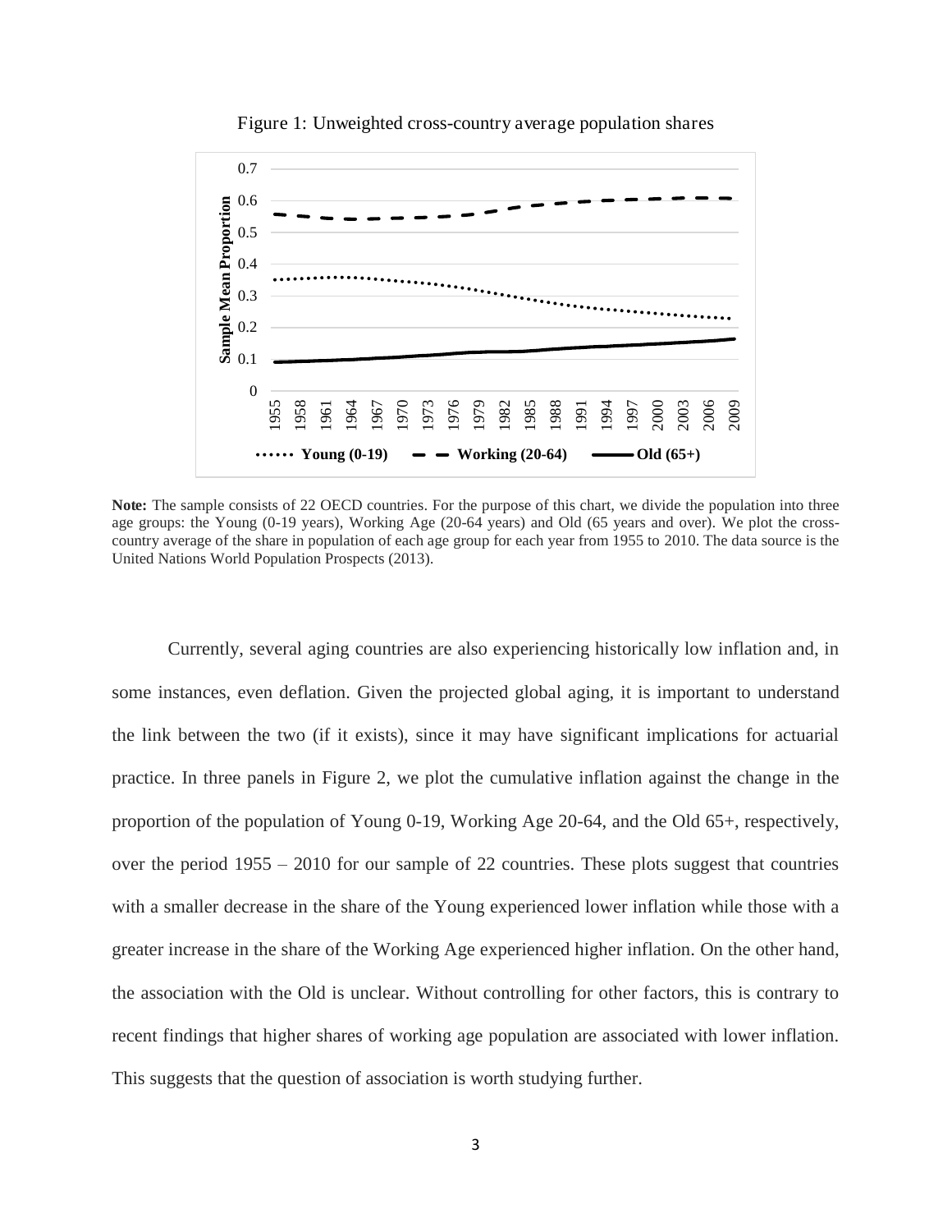Figure 1: Unweighted cross-country average population shares

**Note:** The sample consists of 22 OECD countries. For the purpose of this chart, we divide the population into three age groups: the Young (0-19 years), Working Age (20-64 years) and Old (65 years and over). We plot the cross-country average of the share in population of each age group for each year from 1955 to 2010. The data source is the United Nations World Population Prospects (2013).

Currently, several aging countries are also experiencing historically low inflation and, in some instances, even deflation. Given the projected global aging, it is important to understand the link between the two (if it exists), since it may have significant implications for actuarial practice. In three panels in Figure 2, we plot the cumulative inflation against the change in the proportion of the population of Young 0-19, Working Age 20-64, and the Old 65+, respectively, over the period 1955 – 2010 for our sample of 22 countries. These plots suggest that countries with a smaller decrease in the share of the Young experienced lower inflation while those with a greater increase in the share of the Working Age experienced higher inflation. On the other hand, the association with the Old is unclear. Without controlling for other factors, this is contrary to recent findings that higher shares of working age population are associated with lower inflation. This suggests that the question of association is worth studying further.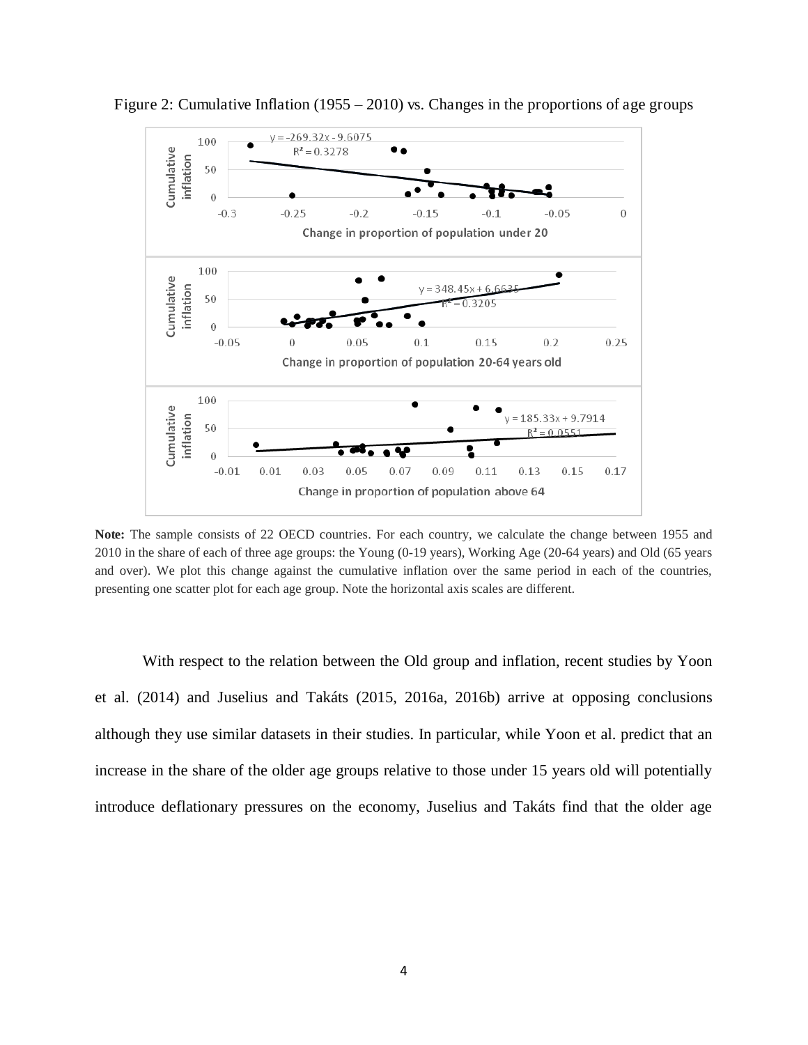Figure 2: Cumulative Inflation (1955 – 2010) vs. Changes in the proportions of age groups

**Note:** The sample consists of 22 OECD countries. For each country, we calculate the change between 1955 and 2010 in the share of each of three age groups: the Young (0-19 years), Working Age (20-64 years) and Old (65 years and over). We plot this change against the cumulative inflation over the same period in each of the countries, presenting one scatter plot for each age group. Note the horizontal axis scales are different.

With respect to the relation between the Old group and inflation, recent studies by Yoon et al. (2014) and Juselius and Takáts (2015, 2016a, 2016b) arrive at opposing conclusions although they use similar datasets in their studies. In particular, while Yoon et al. predict that an increase in the share of the older age groups relative to those under 15 years old will potentially introduce deflationary pressures on the economy, Juselius and Takáts find that the older age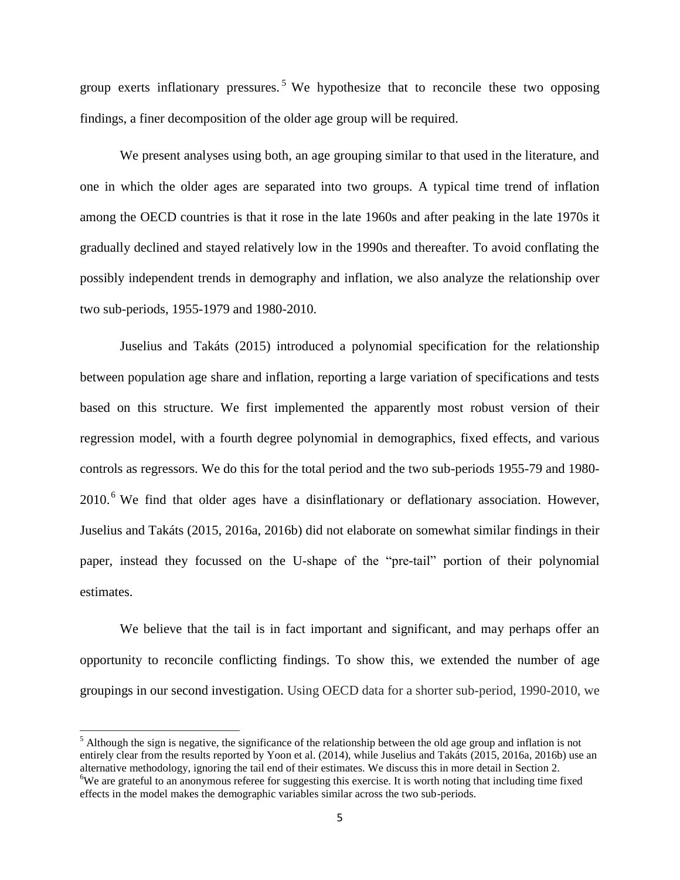group exerts inflationary pressures.[5] We hypothesize that to reconcile these two opposing findings, a finer decomposition of the older age group will be required.

We present analyses using both, an age grouping similar to that used in the literature, and one in which the older ages are separated into two groups. A typical time trend of inflation among the OECD countries is that it rose in the late 1960s and after peaking in the late 1970s it gradually declined and stayed relatively low in the 1990s and thereafter. To avoid conflating the possibly independent trends in demography and inflation, we also analyze the relationship over two sub-periods, 1955-1979 and 1980-2010.

Juselius and Takáts (2015) introduced a polynomial specification for the relationship between population age share and inflation, reporting a large variation of specifications and tests based on this structure. We first implemented the apparently most robust version of their regression model, with a fourth degree polynomial in demographics, fixed effects, and various controls as regressors. We do this for the total period and the two sub-periods 1955-79 and 1980-2010.[6] We find that older ages have a disinflationary or deflationary association. However, Juselius and Takáts (2015, 2016a, 2016b) did not elaborate on somewhat similar findings in their paper, instead they focussed on the U-shape of the "pre-tail" portion of their polynomial estimates.

We believe that the tail is in fact important and significant, and may perhaps offer an opportunity to reconcile conflicting findings. To show this, we extended the number of age groupings in our second investigation. Using OECD data for a shorter sub-period, 1990-2010, we

---

[5] Although the sign is negative, the significance of the relationship between the old age group and inflation is not entirely clear from the results reported by Yoon et al. (2014), while Juselius and Takáts (2015, 2016a, 2016b) use an alternative methodology, ignoring the tail end of their estimates. We discuss this in more detail in Section 2.

[6] We are grateful to an anonymous referee for suggesting this exercise. It is worth noting that including time fixed effects in the model makes the demographic variables similar across the two sub-periods.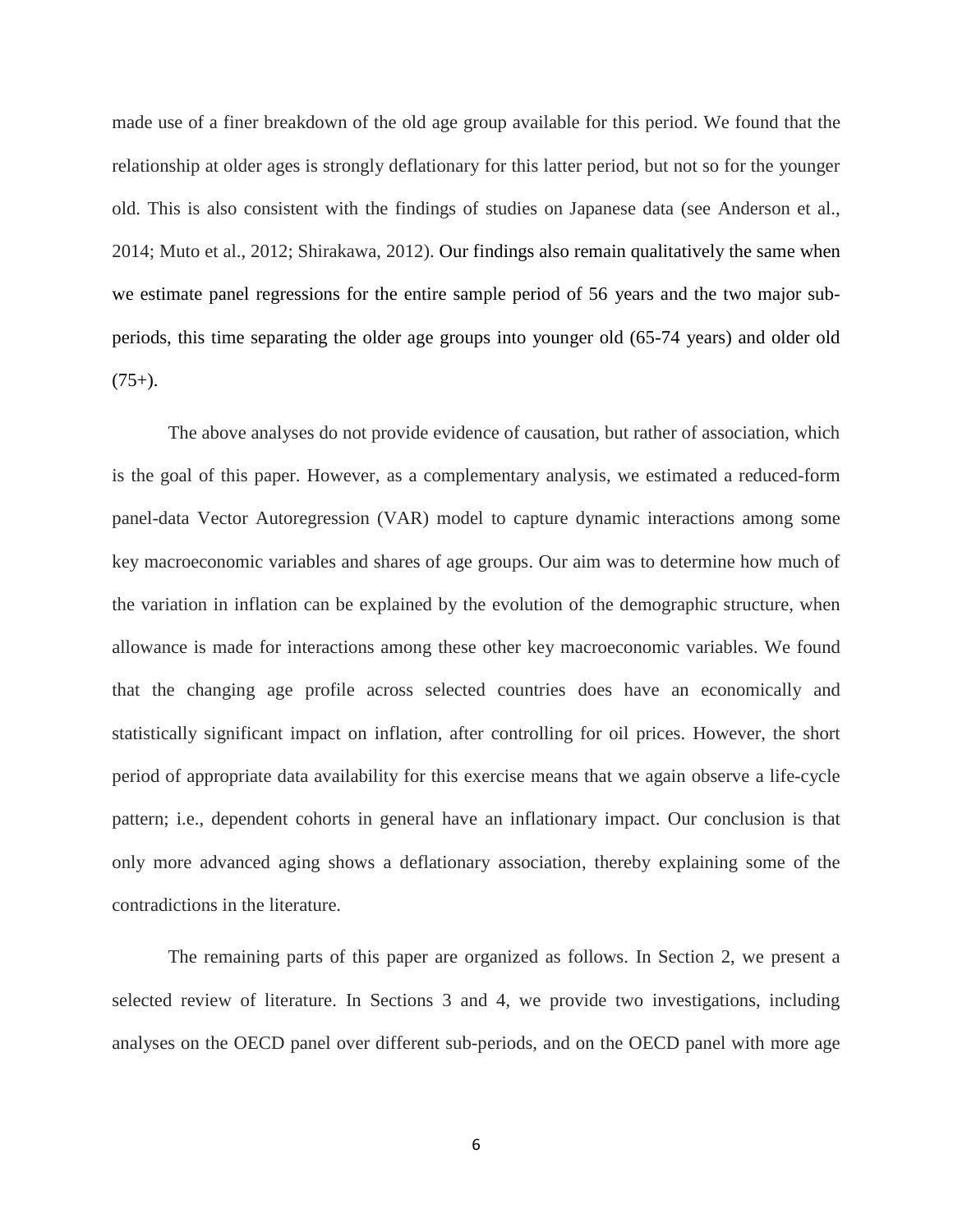made use of a finer breakdown of the old age group available for this period. We found that the relationship at older ages is strongly deflationary for this latter period, but not so for the younger old. This is also consistent with the findings of studies on Japanese data (see Anderson et al., 2014; Muto et al., 2012; Shirakawa, 2012). Our findings also remain qualitatively the same when we estimate panel regressions for the entire sample period of 56 years and the two major sub-periods, this time separating the older age groups into younger old (65-74 years) and older old (75+).

The above analyses do not provide evidence of causation, but rather of association, which is the goal of this paper. However, as a complementary analysis, we estimated a reduced-form panel-data Vector Autoregression (VAR) model to capture dynamic interactions among some key macroeconomic variables and shares of age groups. Our aim was to determine how much of the variation in inflation can be explained by the evolution of the demographic structure, when allowance is made for interactions among these other key macroeconomic variables. We found that the changing age profile across selected countries does have an economically and statistically significant impact on inflation, after controlling for oil prices. However, the short period of appropriate data availability for this exercise means that we again observe a life-cycle pattern; i.e., dependent cohorts in general have an inflationary impact. Our conclusion is that only more advanced aging shows a deflationary association, thereby explaining some of the contradictions in the literature.

The remaining parts of this paper are organized as follows. In Section 2, we present a selected review of literature. In Sections 3 and 4, we provide two investigations, including analyses on the OECD panel over different sub-periods, and on the OECD panel with more age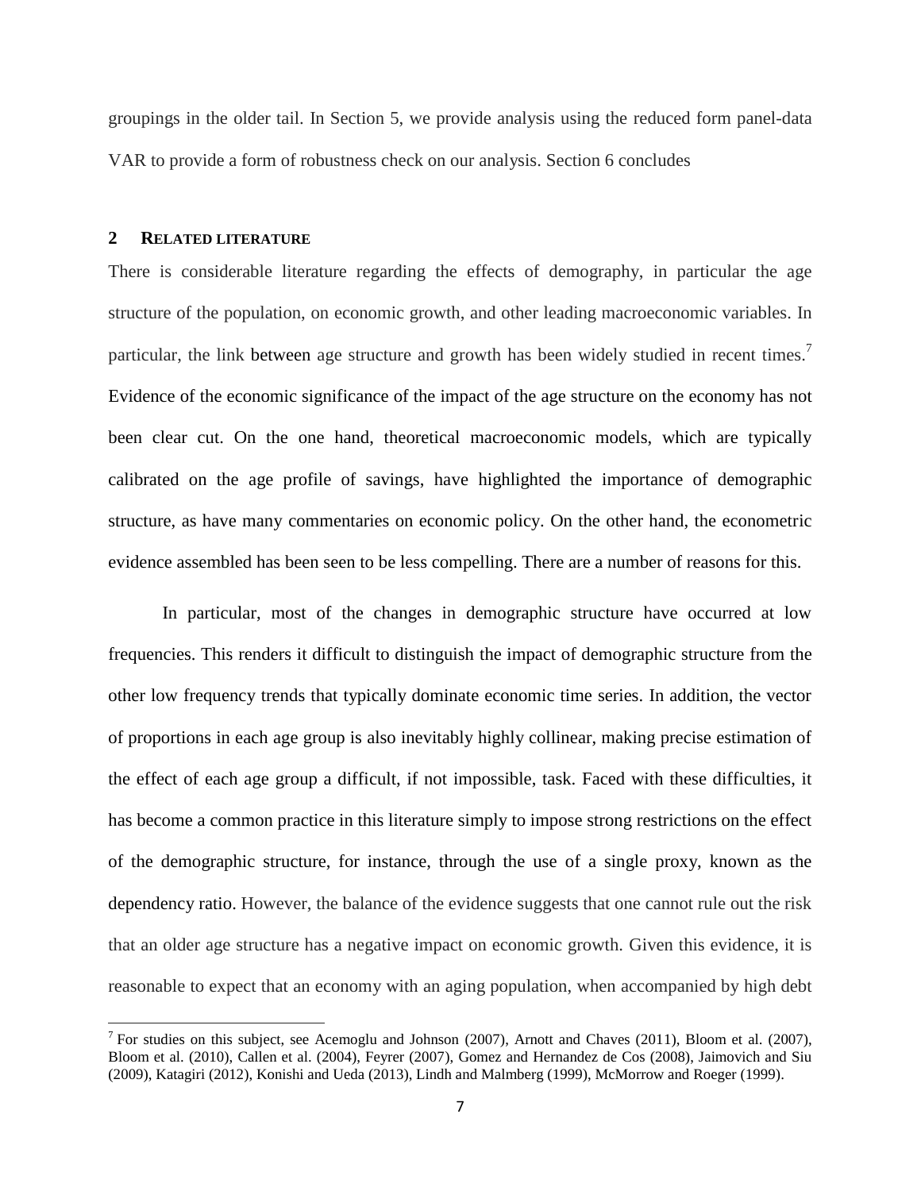groupings in the older tail. In Section 5, we provide analysis using the reduced form panel-data VAR to provide a form of robustness check on our analysis. Section 6 concludes

## 2 RELATED LITERATURE

There is considerable literature regarding the effects of demography, in particular the age structure of the population, on economic growth, and other leading macroeconomic variables. In particular, the link between age structure and growth has been widely studied in recent times.[7] Evidence of the economic significance of the impact of the age structure on the economy has not been clear cut. On the one hand, theoretical macroeconomic models, which are typically calibrated on the age profile of savings, have highlighted the importance of demographic structure, as have many commentaries on economic policy. On the other hand, the econometric evidence assembled has been seen to be less compelling. There are a number of reasons for this.

In particular, most of the changes in demographic structure have occurred at low frequencies. This renders it difficult to distinguish the impact of demographic structure from the other low frequency trends that typically dominate economic time series. In addition, the vector of proportions in each age group is also inevitably highly collinear, making precise estimation of the effect of each age group a difficult, if not impossible, task. Faced with these difficulties, it has become a common practice in this literature simply to impose strong restrictions on the effect of the demographic structure, for instance, through the use of a single proxy, known as the dependency ratio. However, the balance of the evidence suggests that one cannot rule out the risk that an older age structure has a negative impact on economic growth. Given this evidence, it is reasonable to expect that an economy with an aging population, when accompanied by high debt

[7] For studies on this subject, see Acemoglu and Johnson (2007), Arnott and Chaves (2011), Bloom et al. (2007), Bloom et al. (2010), Callen et al. (2004), Feyrer (2007), Gomez and Hernandez de Cos (2008), Jaimovich and Siu (2009), Katagiri (2012), Konishi and Ueda (2013), Lindh and Malmberg (1999), McMorrow and Roeger (1999).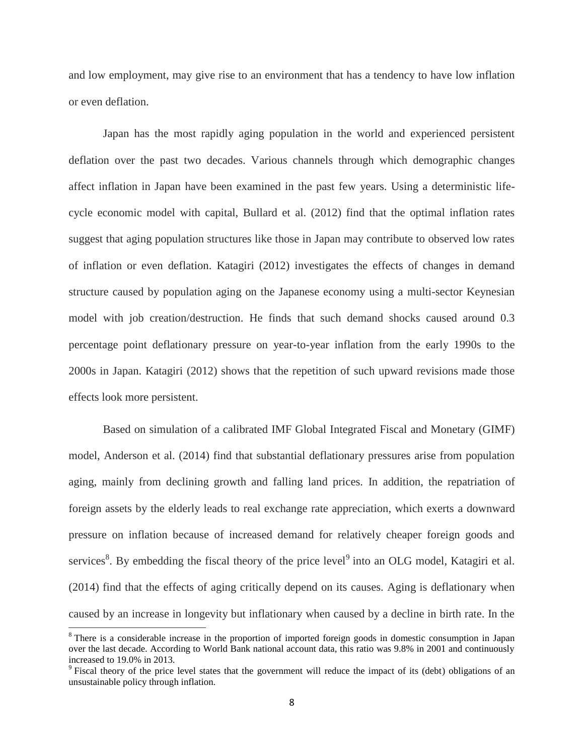and low employment, may give rise to an environment that has a tendency to have low inflation or even deflation.

Japan has the most rapidly aging population in the world and experienced persistent deflation over the past two decades. Various channels through which demographic changes affect inflation in Japan have been examined in the past few years. Using a deterministic life-cycle economic model with capital, Bullard et al. (2012) find that the optimal inflation rates suggest that aging population structures like those in Japan may contribute to observed low rates of inflation or even deflation. Katagiri (2012) investigates the effects of changes in demand structure caused by population aging on the Japanese economy using a multi-sector Keynesian model with job creation/destruction. He finds that such demand shocks caused around 0.3 percentage point deflationary pressure on year-to-year inflation from the early 1990s to the 2000s in Japan. Katagiri (2012) shows that the repetition of such upward revisions made those effects look more persistent.

Based on simulation of a calibrated IMF Global Integrated Fiscal and Monetary (GIMF) model, Anderson et al. (2014) find that substantial deflationary pressures arise from population aging, mainly from declining growth and falling land prices. In addition, the repatriation of foreign assets by the elderly leads to real exchange rate appreciation, which exerts a downward pressure on inflation because of increased demand for relatively cheaper foreign goods and services[8]. By embedding the fiscal theory of the price level[9] into an OLG model, Katagiri et al. (2014) find that the effects of aging critically depend on its causes. Aging is deflationary when caused by an increase in longevity but inflationary when caused by a decline in birth rate. In the

[8] There is a considerable increase in the proportion of imported foreign goods in domestic consumption in Japan over the last decade. According to World Bank national account data, this ratio was 9.8% in 2001 and continuously increased to 19.0% in 2013.

[9] Fiscal theory of the price level states that the government will reduce the impact of its (debt) obligations of an unsustainable policy through inflation.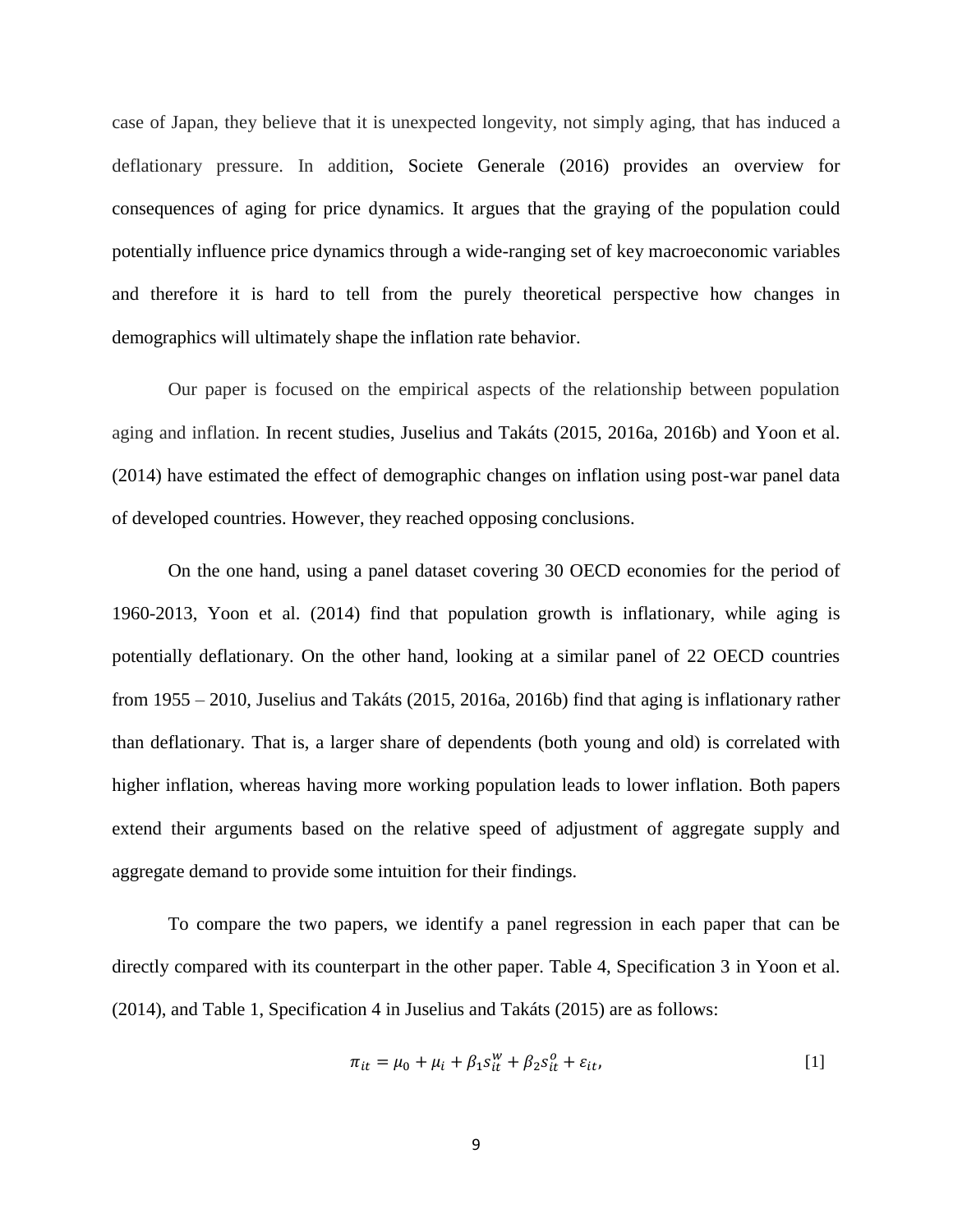case of Japan, they believe that it is unexpected longevity, not simply aging, that has induced a deflationary pressure. In addition, Societe Generale (2016) provides an overview for consequences of aging for price dynamics. It argues that the graying of the population could potentially influence price dynamics through a wide-ranging set of key macroeconomic variables and therefore it is hard to tell from the purely theoretical perspective how changes in demographics will ultimately shape the inflation rate behavior.

Our paper is focused on the empirical aspects of the relationship between population aging and inflation. In recent studies, Juselius and Takáts (2015, 2016a, 2016b) and Yoon et al. (2014) have estimated the effect of demographic changes on inflation using post-war panel data of developed countries. However, they reached opposing conclusions.

On the one hand, using a panel dataset covering 30 OECD economies for the period of 1960-2013, Yoon et al. (2014) find that population growth is inflationary, while aging is potentially deflationary. On the other hand, looking at a similar panel of 22 OECD countries from 1955 – 2010, Juselius and Takáts (2015, 2016a, 2016b) find that aging is inflationary rather than deflationary. That is, a larger share of dependents (both young and old) is correlated with higher inflation, whereas having more working population leads to lower inflation. Both papers extend their arguments based on the relative speed of adjustment of aggregate supply and aggregate demand to provide some intuition for their findings.

To compare the two papers, we identify a panel regression in each paper that can be directly compared with its counterpart in the other paper. Table 4, Specification 3 in Yoon et al. (2014), and Table 1, Specification 4 in Juselius and Takáts (2015) are as follows:

$$\pi_{it} = \mu_0 + \mu_i + \beta_1 s_{it}^w + \beta_2 s_{it}^o + \varepsilon_{it}, \quad [1]$$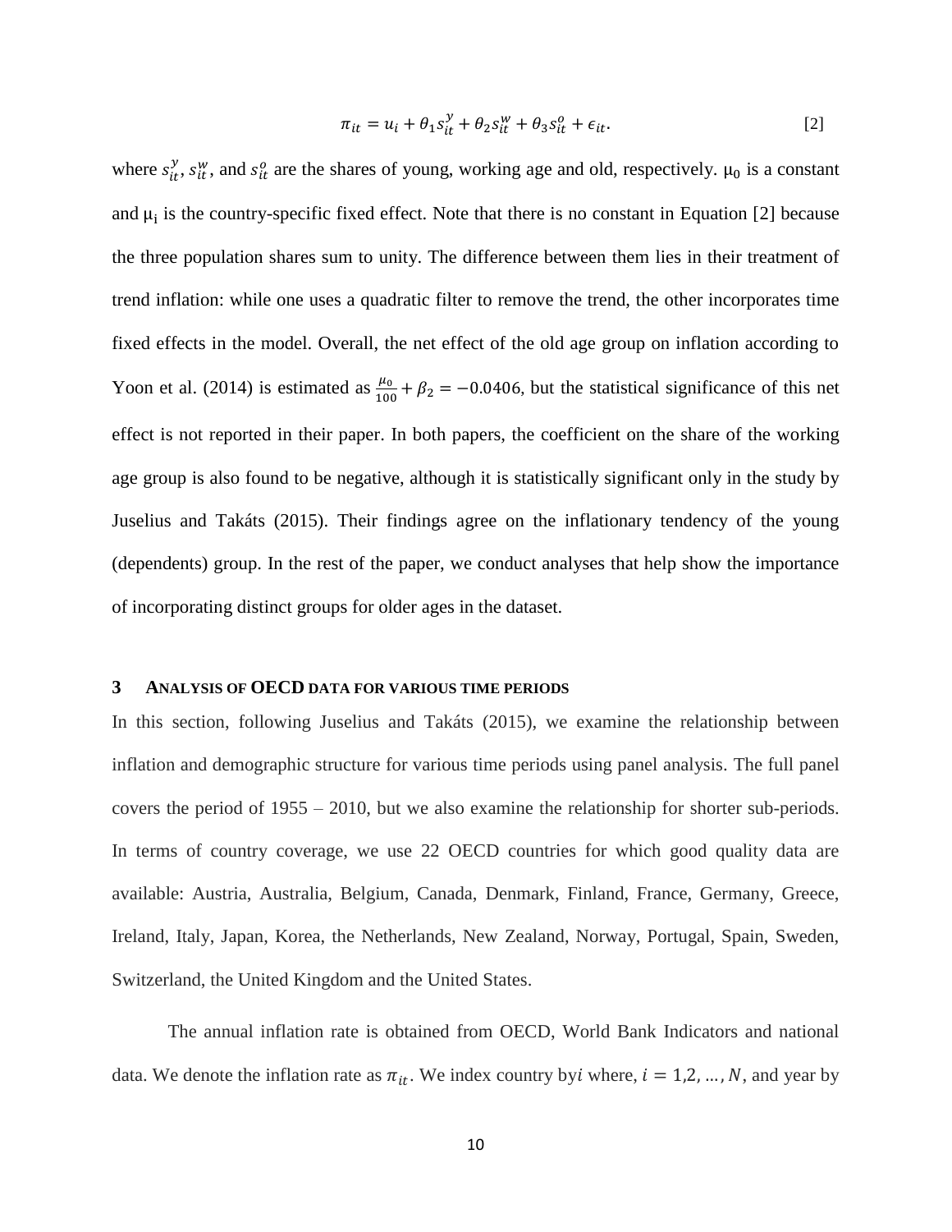$$\pi_{it} = u_i + \theta_1 s_{it}^y + \theta_2 s_{it}^w + \theta_3 s_{it}^o + \epsilon_{it}. \quad [2]$$

where $s_{it}^y$, $s_{it}^w$, and $s_{it}^o$ are the shares of young, working age and old, respectively. $\mu_0$ is a constant and $\mu_i$ is the country-specific fixed effect. Note that there is no constant in Equation [2] because the three population shares sum to unity. The difference between them lies in their treatment of trend inflation: while one uses a quadratic filter to remove the trend, the other incorporates time fixed effects in the model. Overall, the net effect of the old age group on inflation according to Yoon et al. (2014) is estimated as $\frac{\mu_0}{100} + \beta_2 = -0.0406$, but the statistical significance of this net effect is not reported in their paper. In both papers, the coefficient on the share of the working age group is also found to be negative, although it is statistically significant only in the study by Juselius and Takáts (2015). Their findings agree on the inflationary tendency of the young (dependents) group. In the rest of the paper, we conduct analyses that help show the importance of incorporating distinct groups for older ages in the dataset.

## 3 ANALYSIS OF OECD DATA FOR VARIOUS TIME PERIODS

In this section, following Juselius and Takáts (2015), we examine the relationship between inflation and demographic structure for various time periods using panel analysis. The full panel covers the period of 1955 – 2010, but we also examine the relationship for shorter sub-periods. In terms of country coverage, we use 22 OECD countries for which good quality data are available: Austria, Australia, Belgium, Canada, Denmark, Finland, France, Germany, Greece, Ireland, Italy, Japan, Korea, the Netherlands, New Zealand, Norway, Portugal, Spain, Sweden, Switzerland, the United Kingdom and the United States.

The annual inflation rate is obtained from OECD, World Bank Indicators and national data. We denote the inflation rate as $\pi_{it}$. We index country by $i$ where, $i = 1,2, \ldots, N$, and year by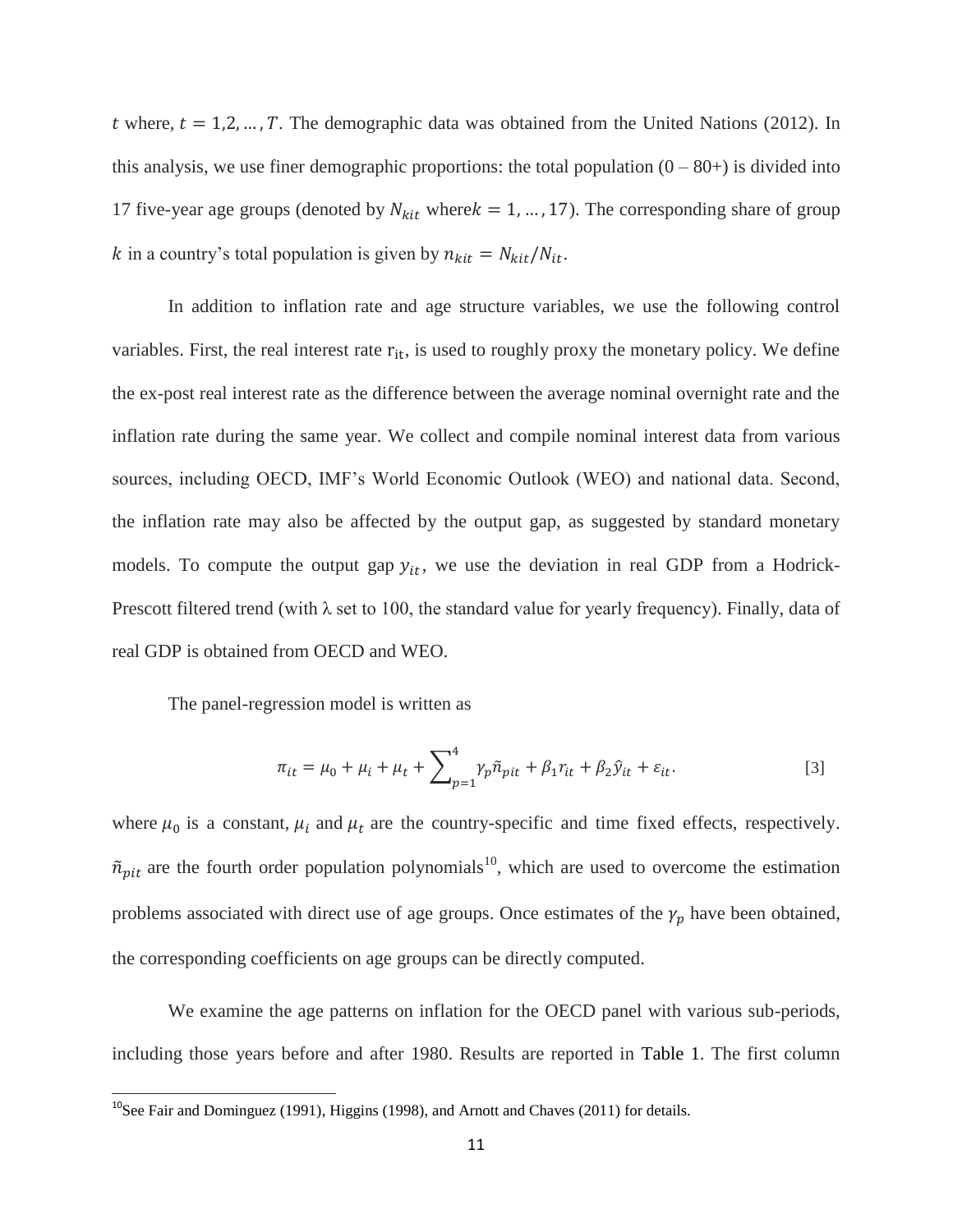$t$ where, $t = 1,2,\ldots,T$. The demographic data was obtained from the United Nations (2012). In this analysis, we use finer demographic proportions: the total population (0 – 80+) is divided into 17 five-year age groups (denoted by $N_{kit}$ where $k = 1,\ldots,17$). The corresponding share of group $k$ in a country's total population is given by $n_{kit} = N_{kit}/N_{it}$.

In addition to inflation rate and age structure variables, we use the following control variables. First, the real interest rate $r_{it}$, is used to roughly proxy the monetary policy. We define the ex-post real interest rate as the difference between the average nominal overnight rate and the inflation rate during the same year. We collect and compile nominal interest data from various sources, including OECD, IMF's World Economic Outlook (WEO) and national data. Second, the inflation rate may also be affected by the output gap, as suggested by standard monetary models. To compute the output gap $y_{it}$, we use the deviation in real GDP from a Hodrick-Prescott filtered trend (with λ set to 100, the standard value for yearly frequency). Finally, data of real GDP is obtained from OECD and WEO.

The panel-regression model is written as

$$\pi_{it} = \mu_0 + \mu_i + \mu_t + \sum_{p=1}^{4} \gamma_p \tilde{n}_{pit} + \beta_1 r_{it} + \beta_2 \hat{y}_{it} + \varepsilon_{it}. \quad [3]$$

where $\mu_0$ is a constant, $\mu_i$ and $\mu_t$ are the country-specific and time fixed effects, respectively. $\tilde{n}_{pit}$ are the fourth order population polynomials[10], which are used to overcome the estimation problems associated with direct use of age groups. Once estimates of the $\gamma_p$ have been obtained, the corresponding coefficients on age groups can be directly computed.

We examine the age patterns on inflation for the OECD panel with various sub-periods, including those years before and after 1980. Results are reported in Table 1. The first column

[10] See Fair and Dominguez (1991), Higgins (1998), and Arnott and Chaves (2011) for details.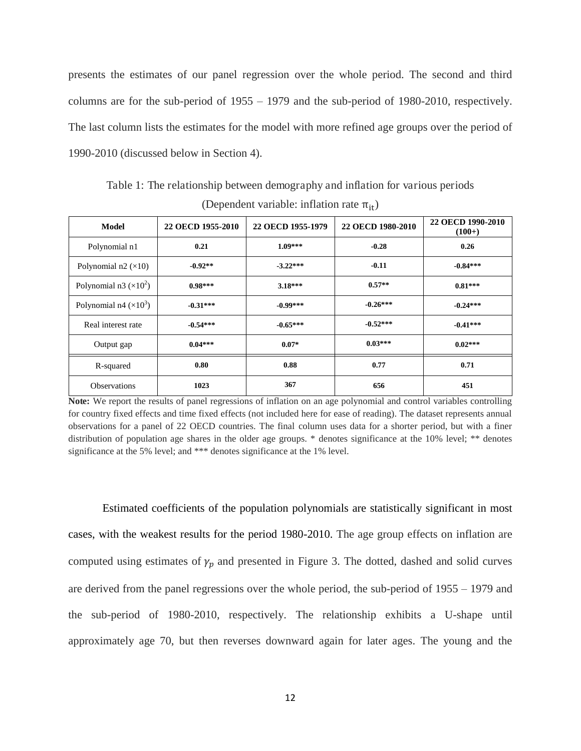presents the estimates of our panel regression over the whole period. The second and third columns are for the sub-period of 1955 – 1979 and the sub-period of 1980-2010, respectively. The last column lists the estimates for the model with more refined age groups over the period of 1990-2010 (discussed below in Section 4).

Table 1: The relationship between demography and inflation for various periods

(Dependent variable: inflation rate $\pi_{it}$)

| Model | 22 OECD 1955-2010 | 22 OECD 1955-1979 | 22 OECD 1980-2010 | 22 OECD 1990-2010 (100+) |
|---|---|---|---|---|
| Polynomial n1 | **0.21** | **1.09*** ** | **-0.28** | **0.26** |
| Polynomial n2 ($\times10$) | **-0.92** ** | **-3.22*** ** | **-0.11** | **-0.84*** ** |
| Polynomial n3 ($\times10^2$) | **0.98*** ** | **3.18*** ** | **0.57** ** | **0.81*** ** |
| Polynomial n4 ($\times10^3$) | **-0.31*** ** | **-0.99*** ** | **-0.26*** ** | **-0.24*** ** |
| Real interest rate | **-0.54*** ** | **-0.65*** ** | **-0.52*** ** | **-0.41*** ** |
| Output gap | **0.04*** ** | **0.07* ** | **0.03*** ** | **0.02*** ** |
| R-squared | **0.80** | **0.88** | **0.77** | **0.71** |
| Observations | **1023** | **367** | **656** | **451** |

**Note:** We report the results of panel regressions of inflation on an age polynomial and control variables controlling for country fixed effects and time fixed effects (not included here for ease of reading). The dataset represents annual observations for a panel of 22 OECD countries. The final column uses data for a shorter period, but with a finer distribution of population age shares in the older age groups. * denotes significance at the 10% level; ** denotes significance at the 5% level; and *** denotes significance at the 1% level.

Estimated coefficients of the population polynomials are statistically significant in most cases, with the weakest results for the period 1980-2010. The age group effects on inflation are computed using estimates of $\gamma_p$ and presented in Figure 3. The dotted, dashed and solid curves are derived from the panel regressions over the whole period, the sub-period of 1955 – 1979 and the sub-period of 1980-2010, respectively. The relationship exhibits a U-shape until approximately age 70, but then reverses downward again for later ages. The young and the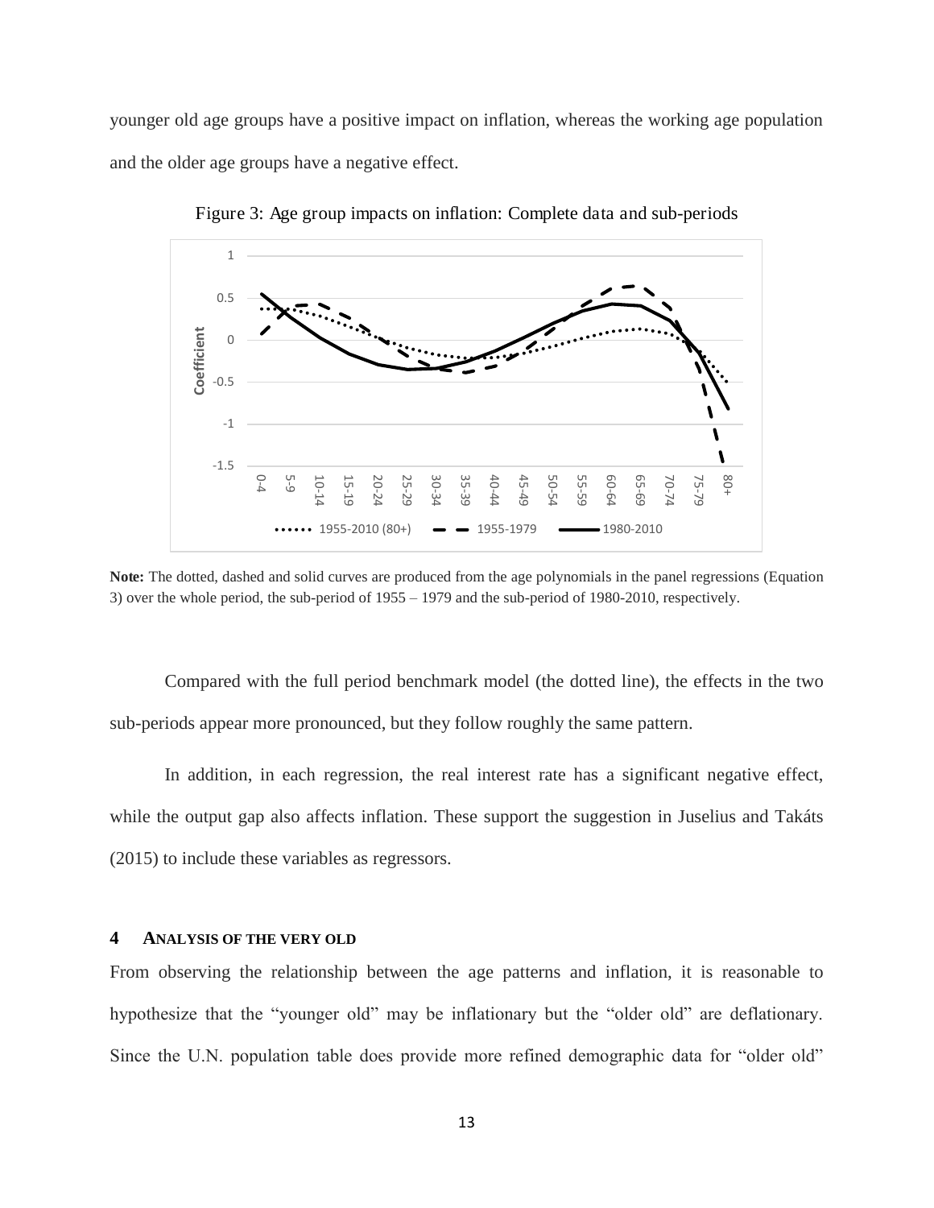younger old age groups have a positive impact on inflation, whereas the working age population and the older age groups have a negative effect.

Figure 3: Age group impacts on inflation: Complete data and sub-periods

**Note:** The dotted, dashed and solid curves are produced from the age polynomials in the panel regressions (Equation 3) over the whole period, the sub-period of 1955 – 1979 and the sub-period of 1980-2010, respectively.

Compared with the full period benchmark model (the dotted line), the effects in the two sub-periods appear more pronounced, but they follow roughly the same pattern.

In addition, in each regression, the real interest rate has a significant negative effect, while the output gap also affects inflation. These support the suggestion in Juselius and Takáts (2015) to include these variables as regressors.

## 4 ANALYSIS OF THE VERY OLD

From observing the relationship between the age patterns and inflation, it is reasonable to hypothesize that the "younger old" may be inflationary but the "older old" are deflationary. Since the U.N. population table does provide more refined demographic data for "older old"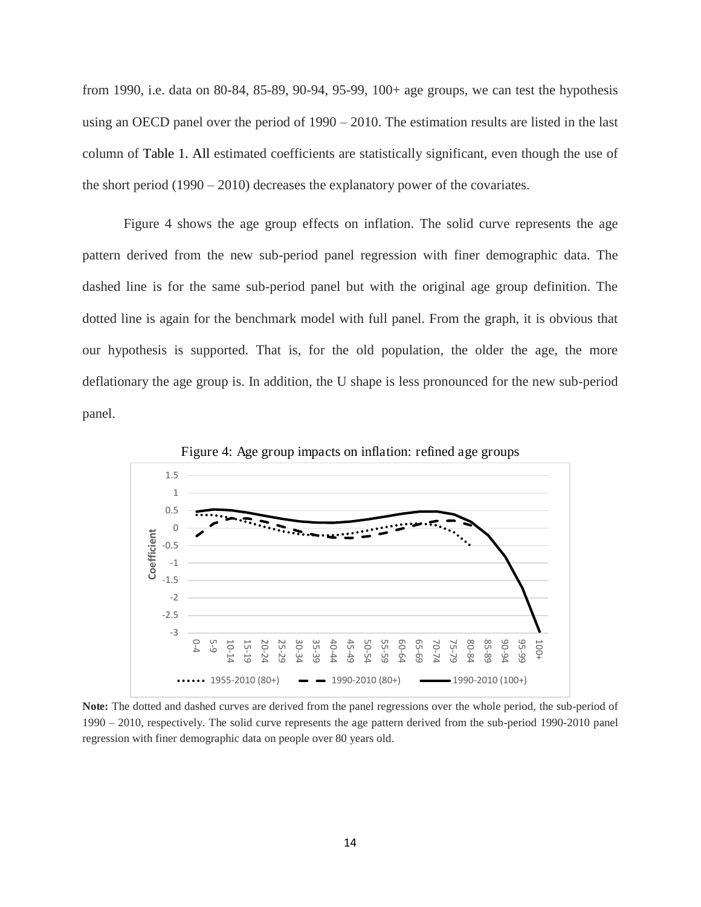from 1990, i.e. data on 80-84, 85-89, 90-94, 95-99, 100+ age groups, we can test the hypothesis using an OECD panel over the period of 1990 – 2010. The estimation results are listed in the last column of Table 1. All estimated coefficients are statistically significant, even though the use of the short period (1990 – 2010) decreases the explanatory power of the covariates.

Figure 4 shows the age group effects on inflation. The solid curve represents the age pattern derived from the new sub-period panel regression with finer demographic data. The dashed line is for the same sub-period panel but with the original age group definition. The dotted line is again for the benchmark model with full panel. From the graph, it is obvious that our hypothesis is supported. That is, for the old population, the older the age, the more deflationary the age group is. In addition, the U shape is less pronounced for the new sub-period panel.

Figure 4: Age group impacts on inflation: refined age groups

**Note:** The dotted and dashed curves are derived from the panel regressions over the whole period, the sub-period of 1990 – 2010, respectively. The solid curve represents the age pattern derived from the sub-period 1990-2010 panel regression with finer demographic data on people over 80 years old.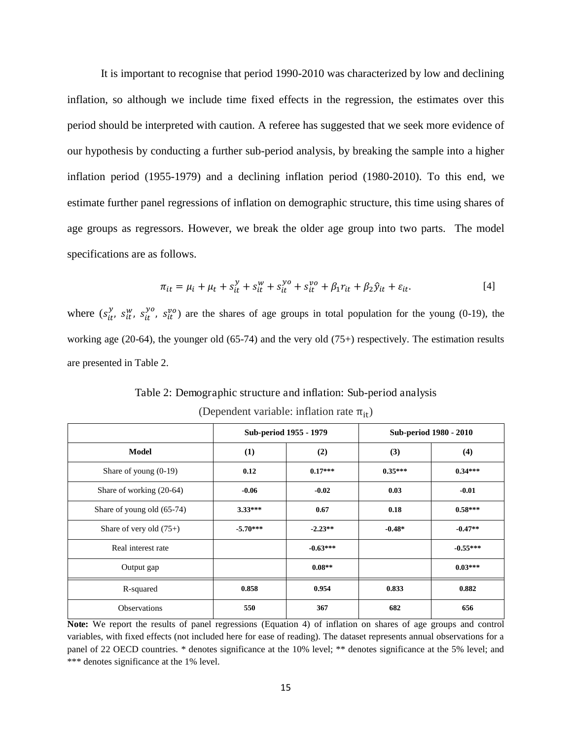It is important to recognise that period 1990-2010 was characterized by low and declining inflation, so although we include time fixed effects in the regression, the estimates over this period should be interpreted with caution. A referee has suggested that we seek more evidence of our hypothesis by conducting a further sub-period analysis, by breaking the sample into a higher inflation period (1955-1979) and a declining inflation period (1980-2010). To this end, we estimate further panel regressions of inflation on demographic structure, this time using shares of age groups as regressors. However, we break the older age group into two parts. The model specifications are as follows.

$$\pi_{it} = \mu_i + \mu_t + s_{it}^{y} + s_{it}^{w} + s_{it}^{yo} + s_{it}^{vo} + \beta_1 r_{it} + \beta_2 \hat{y}_{it} + \varepsilon_{it}. \quad [4]$$

where ($s_{it}^{y}$, $s_{it}^{w}$, $s_{it}^{yo}$, $s_{it}^{vo}$) are the shares of age groups in total population for the young (0-19), the working age (20-64), the younger old (65-74) and the very old (75+) respectively. The estimation results are presented in Table 2.

Table 2: Demographic structure and inflation: Sub-period analysis

(Dependent variable: inflation rate $\pi_{it}$)

| | Sub-period 1955 - 1979 | | Sub-period 1980 - 2010 | |
|---|---|---|---|---|
| **Model** | **(1)** | **(2)** | **(3)** | **(4)** |
| Share of young (0-19) | **0.12** | **0.17*** ** | **0.35*** ** | **0.34*** ** |
| Share of working (20-64) | **-0.06** | **-0.02** | **0.03** | **-0.01** |
| Share of young old (65-74) | **3.33*** ** | **0.67** | **0.18** | **0.58*** ** |
| Share of very old (75+) | **-5.70*** ** | **-2.23** ** | **-0.48*** | **-0.47** ** |
| Real interest rate | | **-0.63*** ** | | **-0.55*** ** |
| Output gap | | **0.08** ** | | **0.03*** ** |
| R-squared | **0.858** | **0.954** | **0.833** | **0.882** |
| Observations | **550** | **367** | **682** | **656** |

**Note:** We report the results of panel regressions (Equation 4) of inflation on shares of age groups and control variables, with fixed effects (not included here for ease of reading). The dataset represents annual observations for a panel of 22 OECD countries. * denotes significance at the 10% level; ** denotes significance at the 5% level; and *** denotes significance at the 1% level.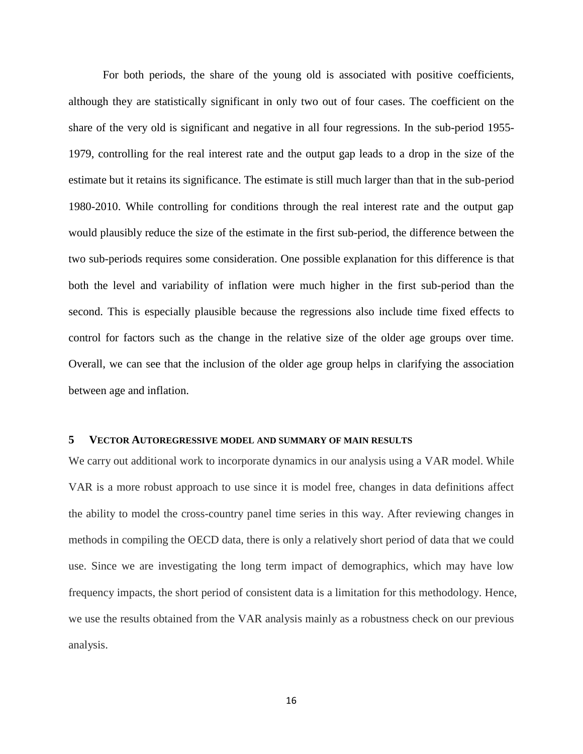For both periods, the share of the young old is associated with positive coefficients, although they are statistically significant in only two out of four cases. The coefficient on the share of the very old is significant and negative in all four regressions. In the sub-period 1955-1979, controlling for the real interest rate and the output gap leads to a drop in the size of the estimate but it retains its significance. The estimate is still much larger than that in the sub-period 1980-2010. While controlling for conditions through the real interest rate and the output gap would plausibly reduce the size of the estimate in the first sub-period, the difference between the two sub-periods requires some consideration. One possible explanation for this difference is that both the level and variability of inflation were much higher in the first sub-period than the second. This is especially plausible because the regressions also include time fixed effects to control for factors such as the change in the relative size of the older age groups over time. Overall, we can see that the inclusion of the older age group helps in clarifying the association between age and inflation.

## 5 VECTOR AUTOREGRESSIVE MODEL AND SUMMARY OF MAIN RESULTS

We carry out additional work to incorporate dynamics in our analysis using a VAR model. While VAR is a more robust approach to use since it is model free, changes in data definitions affect the ability to model the cross-country panel time series in this way. After reviewing changes in methods in compiling the OECD data, there is only a relatively short period of data that we could use. Since we are investigating the long term impact of demographics, which may have low frequency impacts, the short period of consistent data is a limitation for this methodology. Hence, we use the results obtained from the VAR analysis mainly as a robustness check on our previous analysis.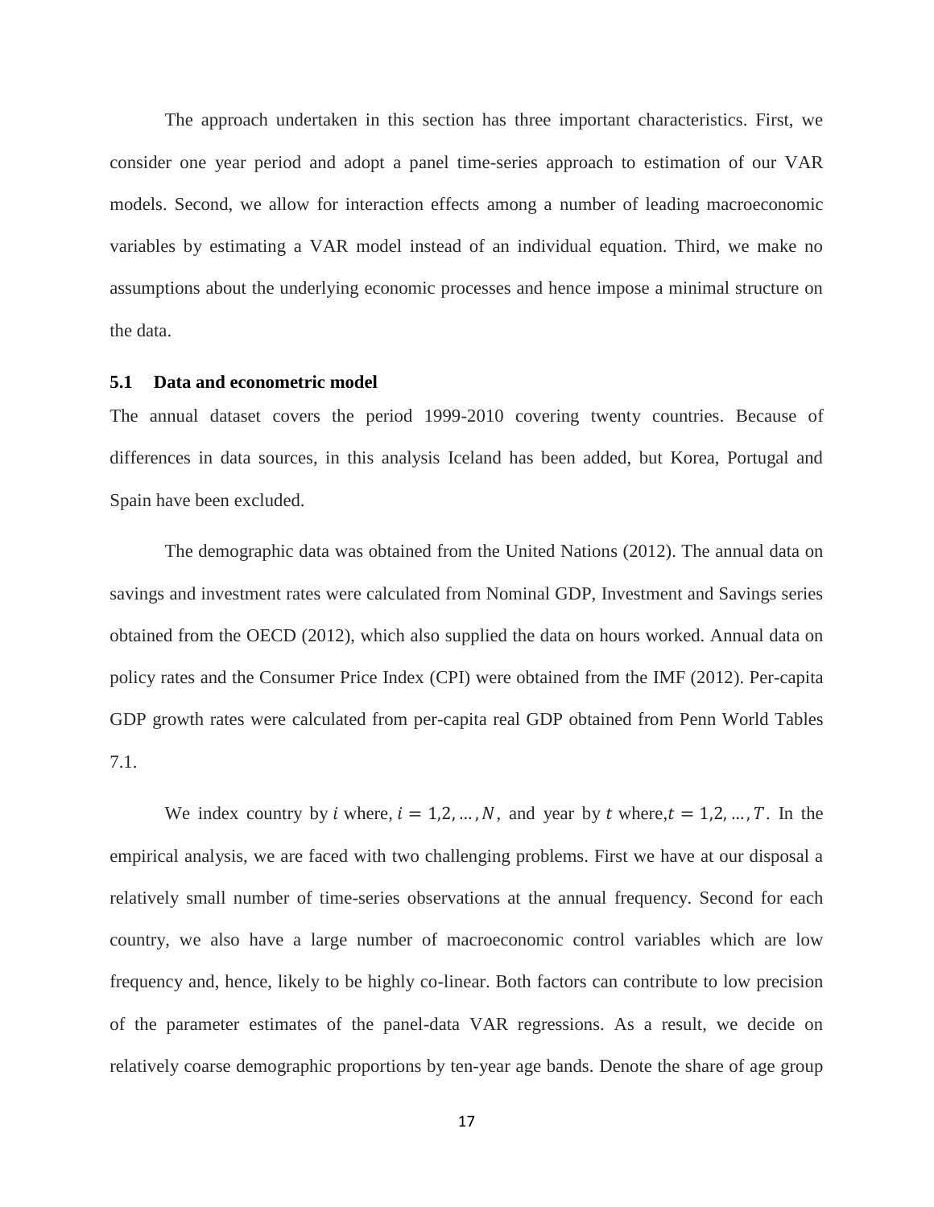The approach undertaken in this section has three important characteristics. First, we consider one year period and adopt a panel time-series approach to estimation of our VAR models. Second, we allow for interaction effects among a number of leading macroeconomic variables by estimating a VAR model instead of an individual equation. Third, we make no assumptions about the underlying economic processes and hence impose a minimal structure on the data.

### 5.1 Data and econometric model

The annual dataset covers the period 1999-2010 covering twenty countries. Because of differences in data sources, in this analysis Iceland has been added, but Korea, Portugal and Spain have been excluded.

The demographic data was obtained from the United Nations (2012). The annual data on savings and investment rates were calculated from Nominal GDP, Investment and Savings series obtained from the OECD (2012), which also supplied the data on hours worked. Annual data on policy rates and the Consumer Price Index (CPI) were obtained from the IMF (2012). Per-capita GDP growth rates were calculated from per-capita real GDP obtained from Penn World Tables 7.1.

We index country by $i$ where, $i = 1,2,\dots,N$, and year by $t$ where, $t = 1,2,\dots,T$. In the empirical analysis, we are faced with two challenging problems. First we have at our disposal a relatively small number of time-series observations at the annual frequency. Second for each country, we also have a large number of macroeconomic control variables which are low frequency and, hence, likely to be highly co-linear. Both factors can contribute to low precision of the parameter estimates of the panel-data VAR regressions. As a result, we decide on relatively coarse demographic proportions by ten-year age bands. Denote the share of age group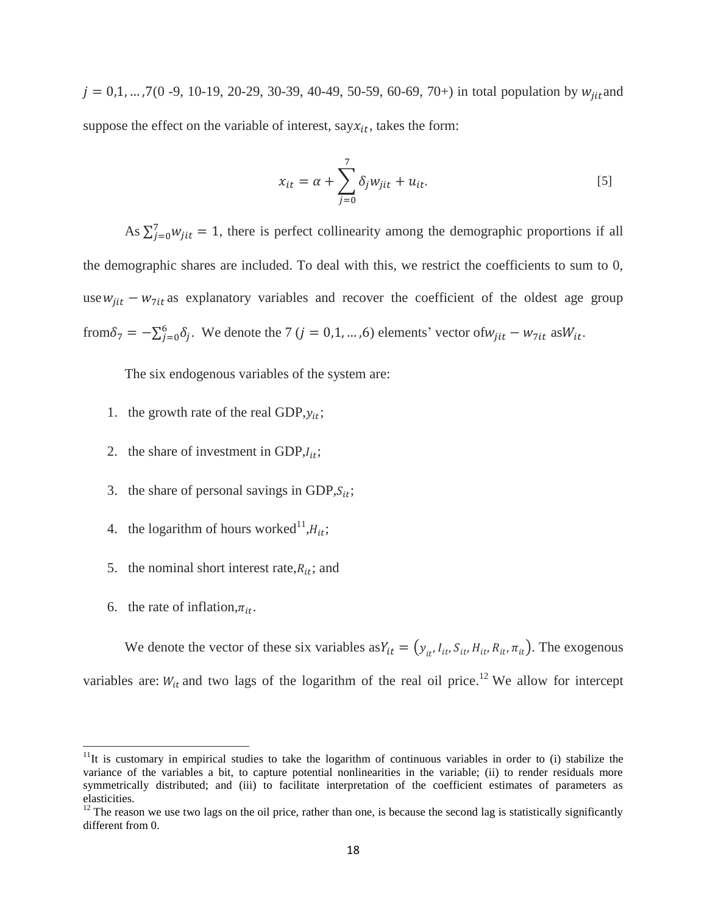$j = 0,1, \ldots ,7$(0 -9, 10-19, 20-29, 30-39, 40-49, 50-59, 60-69, 70+) in total population by $w_{jit}$ and suppose the effect on the variable of interest, say $x_{it}$, takes the form:

$$x_{it} = \alpha + \sum_{j=0}^{7} \delta_j w_{jit} + u_{it}. \qquad [5]$$

As $\sum_{j=0}^{7} w_{jit} = 1$, there is perfect collinearity among the demographic proportions if all the demographic shares are included. To deal with this, we restrict the coefficients to sum to 0, use $w_{jit} - w_{7it}$ as explanatory variables and recover the coefficient of the oldest age group from $\delta_7 = -\sum_{j=0}^{6} \delta_j$. We denote the 7 ($j = 0,1, \ldots ,6$) elements' vector of $w_{jit} - w_{7it}$ as $W_{it}$.

The six endogenous variables of the system are:

1. the growth rate of the real GDP, $y_{it}$;
2. the share of investment in GDP, $I_{it}$;
3. the share of personal savings in GDP, $S_{it}$;
4. the logarithm of hours worked[11], $H_{it}$;
5. the nominal short interest rate, $R_{it}$; and
6. the rate of inflation, $\pi_{it}$.

We denote the vector of these six variables as $Y_{it} = \left(y_{it}, I_{it}, S_{it}, H_{it}, R_{it}, \pi_{it}\right)$. The exogenous variables are: $W_{it}$ and two lags of the logarithm of the real oil price.[12] We allow for intercept

[11] It is customary in empirical studies to take the logarithm of continuous variables in order to (i) stabilize the variance of the variables a bit, to capture potential nonlinearities in the variable; (ii) to render residuals more symmetrically distributed; and (iii) to facilitate interpretation of the coefficient estimates of parameters as elasticities.

[12] The reason we use two lags on the oil price, rather than one, is because the second lag is statistically significantly different from 0.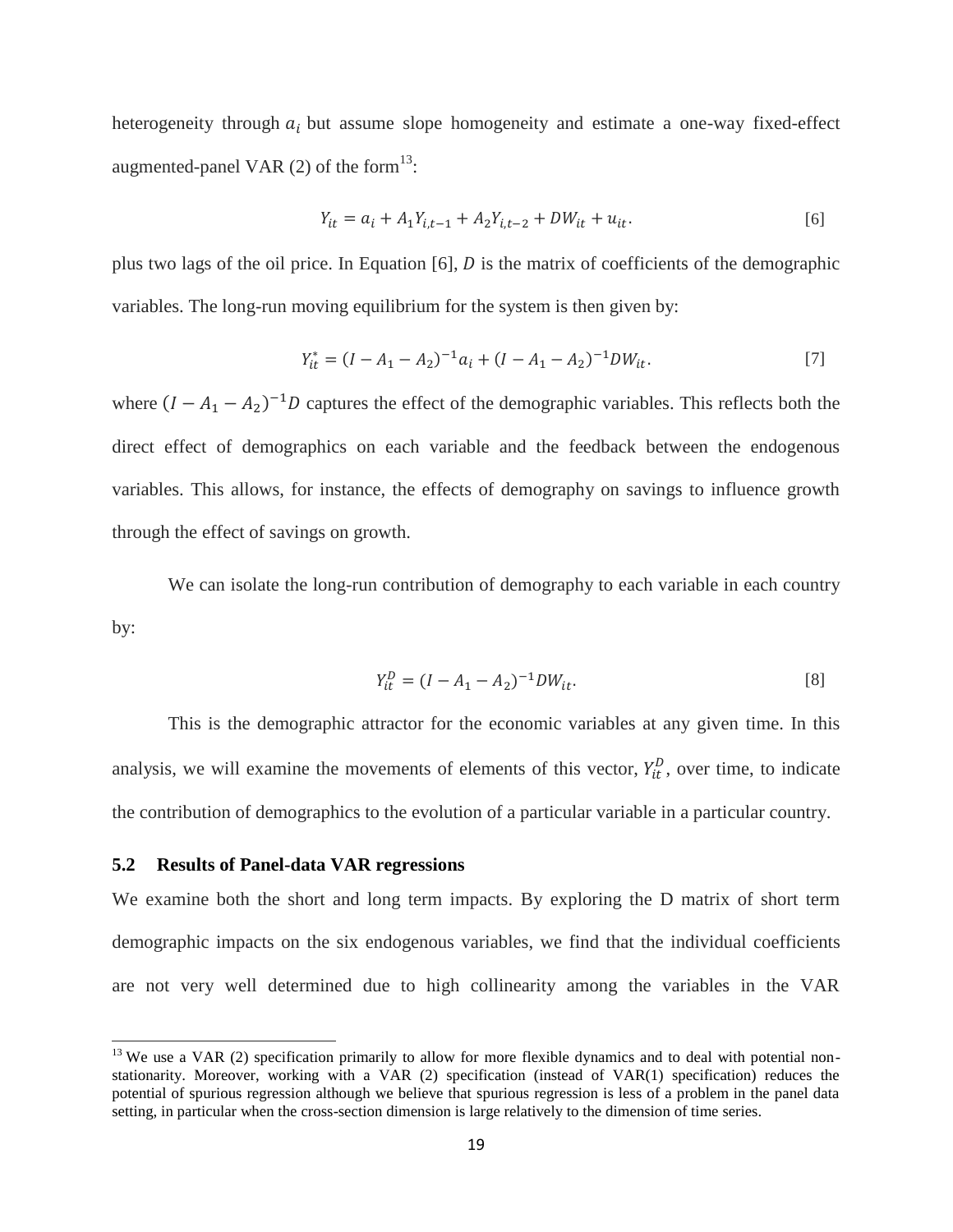heterogeneity through $a_i$ but assume slope homogeneity and estimate a one-way fixed-effect augmented-panel VAR (2) of the form[13]:

$$Y_{it} = a_i + A_1 Y_{i,t-1} + A_2 Y_{i,t-2} + DW_{it} + u_{it}. \quad [6]$$

plus two lags of the oil price. In Equation [6], $D$ is the matrix of coefficients of the demographic variables. The long-run moving equilibrium for the system is then given by:

$$Y_{it}^{*} = (I - A_1 - A_2)^{-1} a_i + (I - A_1 - A_2)^{-1} DW_{it}. \quad [7]$$

where $(I - A_1 - A_2)^{-1} D$ captures the effect of the demographic variables. This reflects both the direct effect of demographics on each variable and the feedback between the endogenous variables. This allows, for instance, the effects of demography on savings to influence growth through the effect of savings on growth.

We can isolate the long-run contribution of demography to each variable in each country by:

$$Y_{it}^{D} = (I - A_1 - A_2)^{-1} DW_{it}. \quad [8]$$

This is the demographic attractor for the economic variables at any given time. In this analysis, we will examine the movements of elements of this vector, $Y_{it}^{D}$, over time, to indicate the contribution of demographics to the evolution of a particular variable in a particular country.

## 5.2 Results of Panel-data VAR regressions

We examine both the short and long term impacts. By exploring the D matrix of short term demographic impacts on the six endogenous variables, we find that the individual coefficients are not very well determined due to high collinearity among the variables in the VAR

---

[13] We use a VAR (2) specification primarily to allow for more flexible dynamics and to deal with potential non-stationarity. Moreover, working with a VAR (2) specification (instead of VAR(1) specification) reduces the potential of spurious regression although we believe that spurious regression is less of a problem in the panel data setting, in particular when the cross-section dimension is large relatively to the dimension of time series.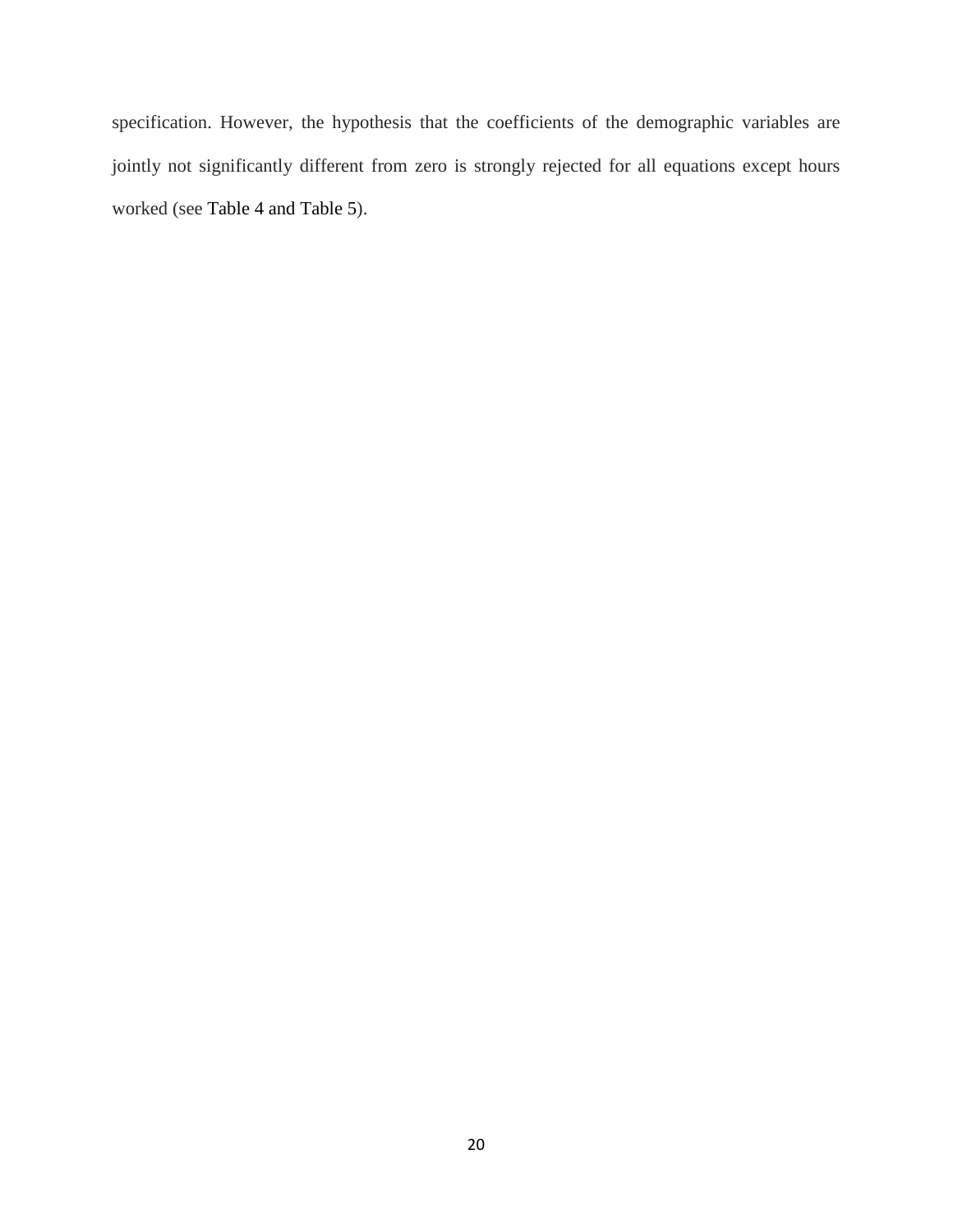specification. However, the hypothesis that the coefficients of the demographic variables are jointly not significantly different from zero is strongly rejected for all equations except hours worked (see Table 4 and Table 5).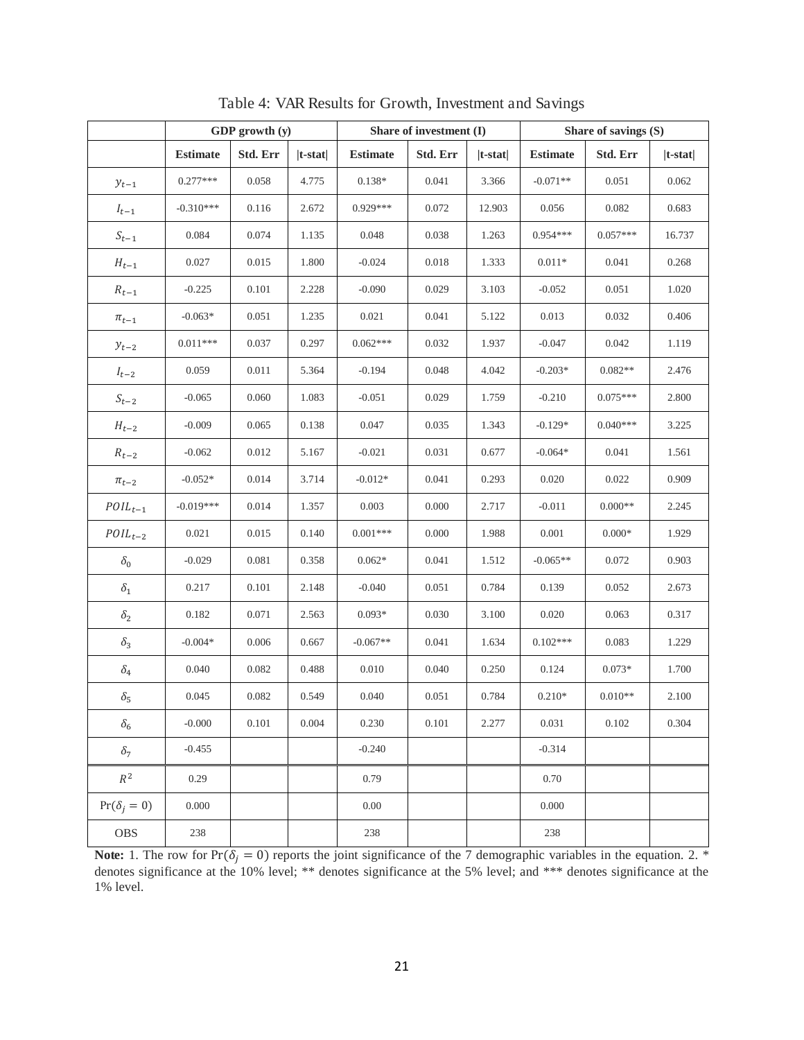Table 4: VAR Results for Growth, Investment and Savings

| | GDP growth (y) | | | Share of investment (I) | | | Share of savings (S) | | |
|---|---|---|---|---|---|---|---|---|---|
| | **Estimate** | **Std. Err** | **\|t-stat\|** | **Estimate** | **Std. Err** | **\|t-stat\|** | **Estimate** | **Std. Err** | **\|t-stat\|** |
| $y_{t-1}$ | 0.277*** | 0.058 | 4.775 | 0.138* | 0.041 | 3.366 | -0.071** | 0.051 | 0.062 |
| $I_{t-1}$ | -0.310*** | 0.116 | 2.672 | 0.929*** | 0.072 | 12.903 | 0.056 | 0.082 | 0.683 |
| $S_{t-1}$ | 0.084 | 0.074 | 1.135 | 0.048 | 0.038 | 1.263 | 0.954*** | 0.057*** | 16.737 |
| $H_{t-1}$ | 0.027 | 0.015 | 1.800 | -0.024 | 0.018 | 1.333 | 0.011* | 0.041 | 0.268 |
| $R_{t-1}$ | -0.225 | 0.101 | 2.228 | -0.090 | 0.029 | 3.103 | -0.052 | 0.051 | 1.020 |
| $\pi_{t-1}$ | -0.063* | 0.051 | 1.235 | 0.021 | 0.041 | 5.122 | 0.013 | 0.032 | 0.406 |
| $y_{t-2}$ | 0.011*** | 0.037 | 0.297 | 0.062*** | 0.032 | 1.937 | -0.047 | 0.042 | 1.119 |
| $I_{t-2}$ | 0.059 | 0.011 | 5.364 | -0.194 | 0.048 | 4.042 | -0.203* | 0.082** | 2.476 |
| $S_{t-2}$ | -0.065 | 0.060 | 1.083 | -0.051 | 0.029 | 1.759 | -0.210 | 0.075*** | 2.800 |
| $H_{t-2}$ | -0.009 | 0.065 | 0.138 | 0.047 | 0.035 | 1.343 | -0.129* | 0.040*** | 3.225 |
| $R_{t-2}$ | -0.062 | 0.012 | 5.167 | -0.021 | 0.031 | 0.677 | -0.064* | 0.041 | 1.561 |
| $\pi_{t-2}$ | -0.052* | 0.014 | 3.714 | -0.012* | 0.041 | 0.293 | 0.020 | 0.022 | 0.909 |
| $POIL_{t-1}$ | -0.019*** | 0.014 | 1.357 | 0.003 | 0.000 | 2.717 | -0.011 | 0.000** | 2.245 |
| $POIL_{t-2}$ | 0.021 | 0.015 | 0.140 | 0.001*** | 0.000 | 1.988 | 0.001 | 0.000* | 1.929 |
| $\delta_0$ | -0.029 | 0.081 | 0.358 | 0.062* | 0.041 | 1.512 | -0.065** | 0.072 | 0.903 |
| $\delta_1$ | 0.217 | 0.101 | 2.148 | -0.040 | 0.051 | 0.784 | 0.139 | 0.052 | 2.673 |
| $\delta_2$ | 0.182 | 0.071 | 2.563 | 0.093* | 0.030 | 3.100 | 0.020 | 0.063 | 0.317 |
| $\delta_3$ | -0.004* | 0.006 | 0.667 | -0.067** | 0.041 | 1.634 | 0.102*** | 0.083 | 1.229 |
| $\delta_4$ | 0.040 | 0.082 | 0.488 | 0.010 | 0.040 | 0.250 | 0.124 | 0.073* | 1.700 |
| $\delta_5$ | 0.045 | 0.082 | 0.549 | 0.040 | 0.051 | 0.784 | 0.210* | 0.010** | 2.100 |
| $\delta_6$ | -0.000 | 0.101 | 0.004 | 0.230 | 0.101 | 2.277 | 0.031 | 0.102 | 0.304 |
| $\delta_7$ | -0.455 | | | -0.240 | | | -0.314 | | |
| $R^2$ | 0.29 | | | 0.79 | | | 0.70 | | |
| $\Pr(\delta_j = 0)$ | 0.000 | | | 0.00 | | | 0.000 | | |
| OBS | 238 | | | 238 | | | 238 | | |

**Note:** 1. The row for $\Pr(\delta_j = 0)$ reports the joint significance of the 7 demographic variables in the equation. 2. * denotes significance at the 10% level; ** denotes significance at the 5% level; and *** denotes significance at the 1% level.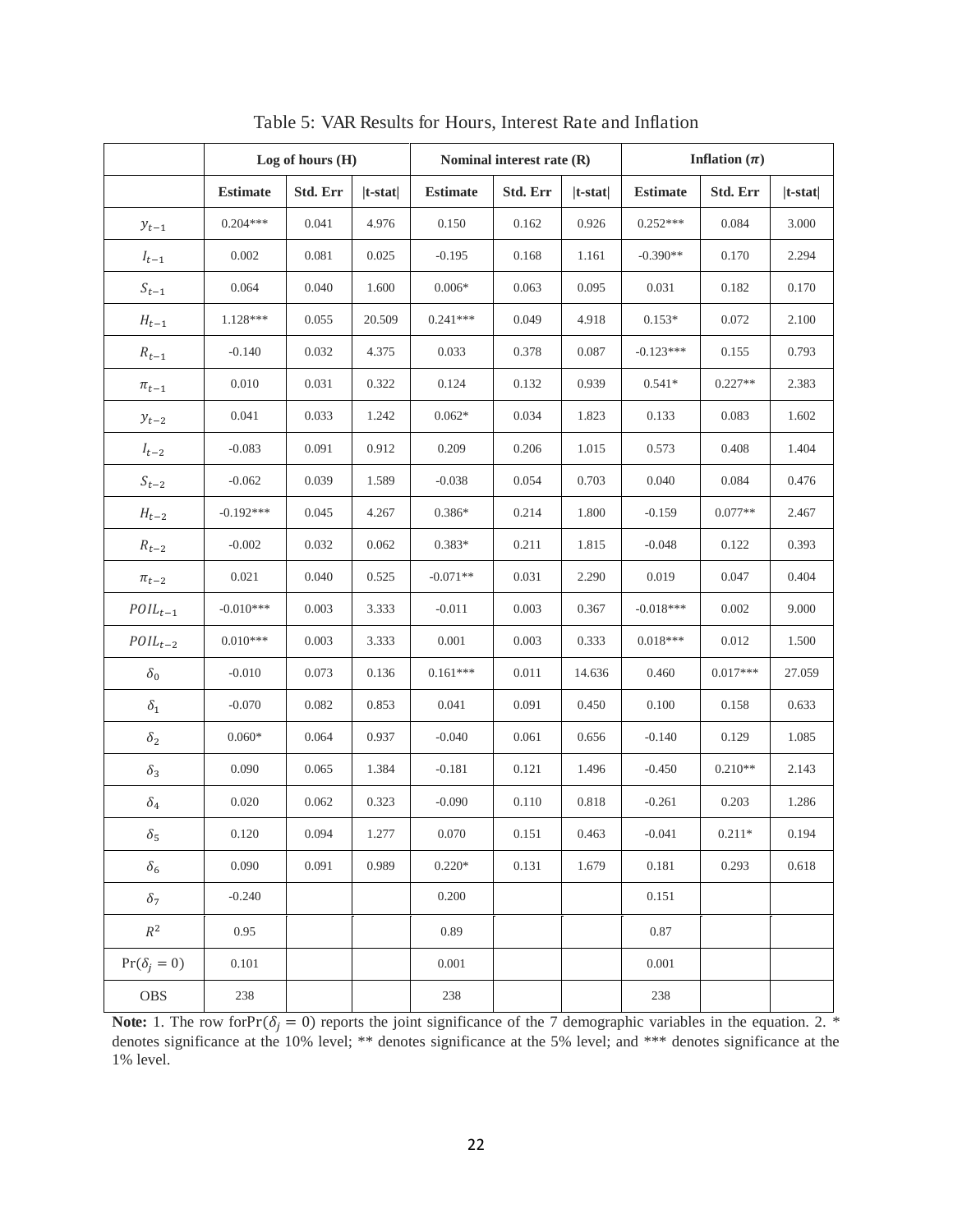Table 5: VAR Results for Hours, Interest Rate and Inflation

| | Log of hours (H) | | | Nominal interest rate (R) | | | Inflation ($\pi$) | | |
|---|---|---|---|---|---|---|---|---|---|
| | **Estimate** | **Std. Err** | **\|t-stat\|** | **Estimate** | **Std. Err** | **\|t-stat\|** | **Estimate** | **Std. Err** | **\|t-stat\|** |
| $y_{t-1}$ | 0.204*** | 0.041 | 4.976 | 0.150 | 0.162 | 0.926 | 0.252*** | 0.084 | 3.000 |
| $I_{t-1}$ | 0.002 | 0.081 | 0.025 | -0.195 | 0.168 | 1.161 | -0.390** | 0.170 | 2.294 |
| $S_{t-1}$ | 0.064 | 0.040 | 1.600 | 0.006* | 0.063 | 0.095 | 0.031 | 0.182 | 0.170 |
| $H_{t-1}$ | 1.128*** | 0.055 | 20.509 | 0.241*** | 0.049 | 4.918 | 0.153* | 0.072 | 2.100 |
| $R_{t-1}$ | -0.140 | 0.032 | 4.375 | 0.033 | 0.378 | 0.087 | -0.123*** | 0.155 | 0.793 |
| $\pi_{t-1}$ | 0.010 | 0.031 | 0.322 | 0.124 | 0.132 | 0.939 | 0.541* | 0.227** | 2.383 |
| $y_{t-2}$ | 0.041 | 0.033 | 1.242 | 0.062* | 0.034 | 1.823 | 0.133 | 0.083 | 1.602 |
| $I_{t-2}$ | -0.083 | 0.091 | 0.912 | 0.209 | 0.206 | 1.015 | 0.573 | 0.408 | 1.404 |
| $S_{t-2}$ | -0.062 | 0.039 | 1.589 | -0.038 | 0.054 | 0.703 | 0.040 | 0.084 | 0.476 |
| $H_{t-2}$ | -0.192*** | 0.045 | 4.267 | 0.386* | 0.214 | 1.800 | -0.159 | 0.077** | 2.467 |
| $R_{t-2}$ | -0.002 | 0.032 | 0.062 | 0.383* | 0.211 | 1.815 | -0.048 | 0.122 | 0.393 |
| $\pi_{t-2}$ | 0.021 | 0.040 | 0.525 | -0.071** | 0.031 | 2.290 | 0.019 | 0.047 | 0.404 |
| $POIL_{t-1}$ | -0.010*** | 0.003 | 3.333 | -0.011 | 0.003 | 0.367 | -0.018*** | 0.002 | 9.000 |
| $POIL_{t-2}$ | 0.010*** | 0.003 | 3.333 | 0.001 | 0.003 | 0.333 | 0.018*** | 0.012 | 1.500 |
| $\delta_0$ | -0.010 | 0.073 | 0.136 | 0.161*** | 0.011 | 14.636 | 0.460 | 0.017*** | 27.059 |
| $\delta_1$ | -0.070 | 0.082 | 0.853 | 0.041 | 0.091 | 0.450 | 0.100 | 0.158 | 0.633 |
| $\delta_2$ | 0.060* | 0.064 | 0.937 | -0.040 | 0.061 | 0.656 | -0.140 | 0.129 | 1.085 |
| $\delta_3$ | 0.090 | 0.065 | 1.384 | -0.181 | 0.121 | 1.496 | -0.450 | 0.210** | 2.143 |
| $\delta_4$ | 0.020 | 0.062 | 0.323 | -0.090 | 0.110 | 0.818 | -0.261 | 0.203 | 1.286 |
| $\delta_5$ | 0.120 | 0.094 | 1.277 | 0.070 | 0.151 | 0.463 | -0.041 | 0.211* | 0.194 |
| $\delta_6$ | 0.090 | 0.091 | 0.989 | 0.220* | 0.131 | 1.679 | 0.181 | 0.293 | 0.618 |
| $\delta_7$ | -0.240 | | | 0.200 | | | 0.151 | | |
| $R^2$ | 0.95 | | | 0.89 | | | 0.87 | | |
| $\Pr(\delta_j = 0)$ | 0.101 | | | 0.001 | | | 0.001 | | |
| OBS | 238 | | | 238 | | | 238 | | |

**Note:** 1. The row for$\Pr(\delta_j = 0)$ reports the joint significance of the 7 demographic variables in the equation. 2. * denotes significance at the 10% level; ** denotes significance at the 5% level; and *** denotes significance at the 1% level.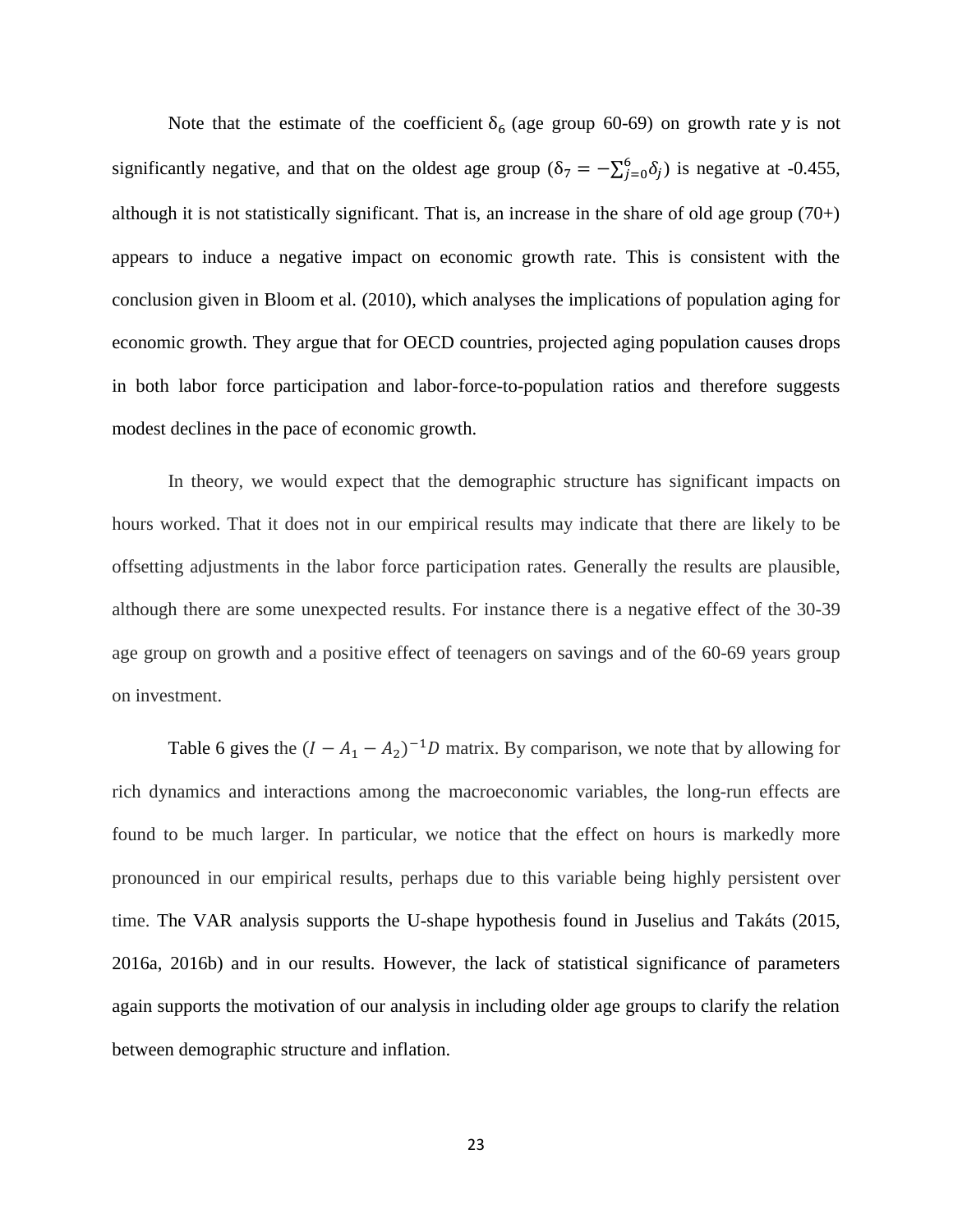Note that the estimate of the coefficient $\delta_6$ (age group 60-69) on growth rate y is not significantly negative, and that on the oldest age group ($\delta_7 = -\sum_{j=0}^{6}\delta_j$) is negative at -0.455, although it is not statistically significant. That is, an increase in the share of old age group (70+) appears to induce a negative impact on economic growth rate. This is consistent with the conclusion given in Bloom et al. (2010), which analyses the implications of population aging for economic growth. They argue that for OECD countries, projected aging population causes drops in both labor force participation and labor-force-to-population ratios and therefore suggests modest declines in the pace of economic growth.

In theory, we would expect that the demographic structure has significant impacts on hours worked. That it does not in our empirical results may indicate that there are likely to be offsetting adjustments in the labor force participation rates. Generally the results are plausible, although there are some unexpected results. For instance there is a negative effect of the 30-39 age group on growth and a positive effect of teenagers on savings and of the 60-69 years group on investment.

Table 6 gives the $(I - A_1 - A_2)^{-1}D$ matrix. By comparison, we note that by allowing for rich dynamics and interactions among the macroeconomic variables, the long-run effects are found to be much larger. In particular, we notice that the effect on hours is markedly more pronounced in our empirical results, perhaps due to this variable being highly persistent over time. The VAR analysis supports the U-shape hypothesis found in Juselius and Takáts (2015, 2016a, 2016b) and in our results. However, the lack of statistical significance of parameters again supports the motivation of our analysis in including older age groups to clarify the relation between demographic structure and inflation.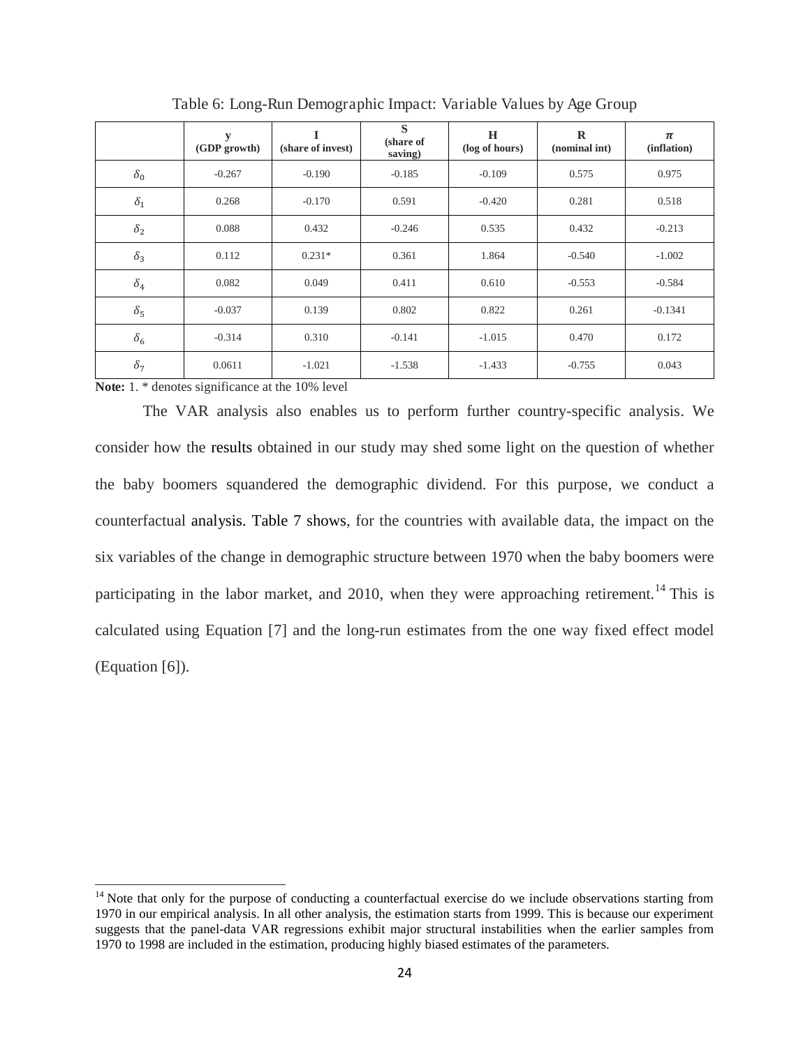Table 6: Long-Run Demographic Impact: Variable Values by Age Group

| | y (GDP growth) | I (share of invest) | S (share of saving) | H (log of hours) | R (nominal int) | $\pi$ (inflation) |
|---|---|---|---|---|---|---|
| $\delta_0$ | -0.267 | -0.190 | -0.185 | -0.109 | 0.575 | 0.975 |
| $\delta_1$ | 0.268 | -0.170 | 0.591 | -0.420 | 0.281 | 0.518 |
| $\delta_2$ | 0.088 | 0.432 | -0.246 | 0.535 | 0.432 | -0.213 |
| $\delta_3$ | 0.112 | 0.231* | 0.361 | 1.864 | -0.540 | -1.002 |
| $\delta_4$ | 0.082 | 0.049 | 0.411 | 0.610 | -0.553 | -0.584 |
| $\delta_5$ | -0.037 | 0.139 | 0.802 | 0.822 | 0.261 | -0.1341 |
| $\delta_6$ | -0.314 | 0.310 | -0.141 | -1.015 | 0.470 | 0.172 |
| $\delta_7$ | 0.0611 | -1.021 | -1.538 | -1.433 | -0.755 | 0.043 |

**Note:** 1. * denotes significance at the 10% level

The VAR analysis also enables us to perform further country-specific analysis. We consider how the results obtained in our study may shed some light on the question of whether the baby boomers squandered the demographic dividend. For this purpose, we conduct a counterfactual analysis. Table 7 shows, for the countries with available data, the impact on the six variables of the change in demographic structure between 1970 when the baby boomers were participating in the labor market, and 2010, when they were approaching retirement.[14] This is calculated using Equation [7] and the long-run estimates from the one way fixed effect model (Equation [6]).

[14] Note that only for the purpose of conducting a counterfactual exercise do we include observations starting from 1970 in our empirical analysis. In all other analysis, the estimation starts from 1999. This is because our experiment suggests that the panel-data VAR regressions exhibit major structural instabilities when the earlier samples from 1970 to 1998 are included in the estimation, producing highly biased estimates of the parameters.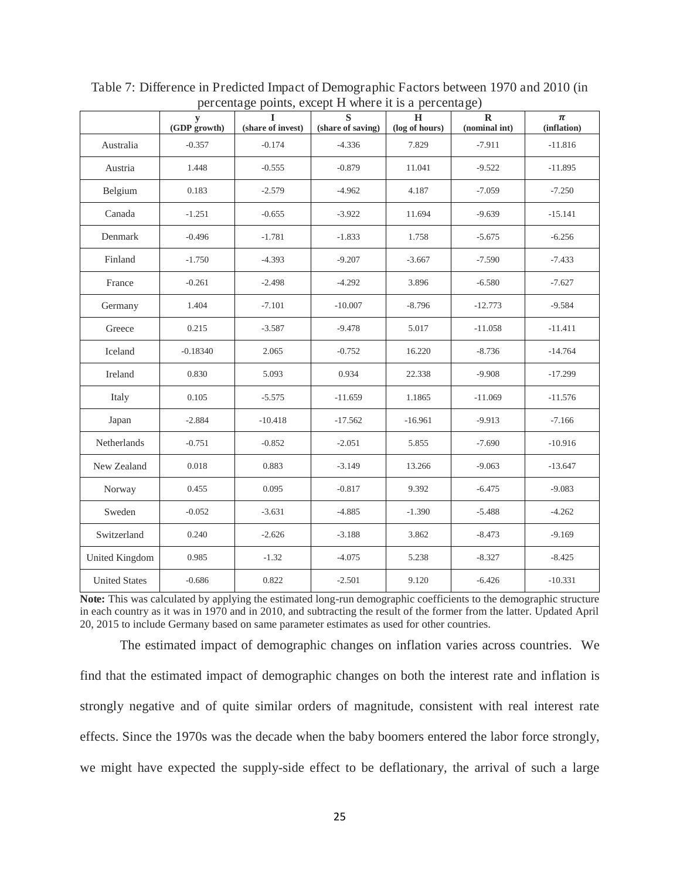Table 7: Difference in Predicted Impact of Demographic Factors between 1970 and 2010 (in percentage points, except H where it is a percentage)

| | **y** **(GDP growth)** | **I** **(share of invest)** | **S** **(share of saving)** | **H** **(log of hours)** | **R** **(nominal int)** | $\pi$ **(inflation)** |
|---|---|---|---|---|---|---|
| Australia | -0.357 | -0.174 | -4.336 | 7.829 | -7.911 | -11.816 |
| Austria | 1.448 | -0.555 | -0.879 | 11.041 | -9.522 | -11.895 |
| Belgium | 0.183 | -2.579 | -4.962 | 4.187 | -7.059 | -7.250 |
| Canada | -1.251 | -0.655 | -3.922 | 11.694 | -9.639 | -15.141 |
| Denmark | -0.496 | -1.781 | -1.833 | 1.758 | -5.675 | -6.256 |
| Finland | -1.750 | -4.393 | -9.207 | -3.667 | -7.590 | -7.433 |
| France | -0.261 | -2.498 | -4.292 | 3.896 | -6.580 | -7.627 |
| Germany | 1.404 | -7.101 | -10.007 | -8.796 | -12.773 | -9.584 |
| Greece | 0.215 | -3.587 | -9.478 | 5.017 | -11.058 | -11.411 |
| Iceland | -0.18340 | 2.065 | -0.752 | 16.220 | -8.736 | -14.764 |
| Ireland | 0.830 | 5.093 | 0.934 | 22.338 | -9.908 | -17.299 |
| Italy | 0.105 | -5.575 | -11.659 | 1.1865 | -11.069 | -11.576 |
| Japan | -2.884 | -10.418 | -17.562 | -16.961 | -9.913 | -7.166 |
| Netherlands | -0.751 | -0.852 | -2.051 | 5.855 | -7.690 | -10.916 |
| New Zealand | 0.018 | 0.883 | -3.149 | 13.266 | -9.063 | -13.647 |
| Norway | 0.455 | 0.095 | -0.817 | 9.392 | -6.475 | -9.083 |
| Sweden | -0.052 | -3.631 | -4.885 | -1.390 | -5.488 | -4.262 |
| Switzerland | 0.240 | -2.626 | -3.188 | 3.862 | -8.473 | -9.169 |
| United Kingdom | 0.985 | -1.32 | -4.075 | 5.238 | -8.327 | -8.425 |
| United States | -0.686 | 0.822 | -2.501 | 9.120 | -6.426 | -10.331 |

**Note:** This was calculated by applying the estimated long-run demographic coefficients to the demographic structure in each country as it was in 1970 and in 2010, and subtracting the result of the former from the latter. Updated April 20, 2015 to include Germany based on same parameter estimates as used for other countries.

The estimated impact of demographic changes on inflation varies across countries. We find that the estimated impact of demographic changes on both the interest rate and inflation is strongly negative and of quite similar orders of magnitude, consistent with real interest rate effects. Since the 1970s was the decade when the baby boomers entered the labor force strongly, we might have expected the supply-side effect to be deflationary, the arrival of such a large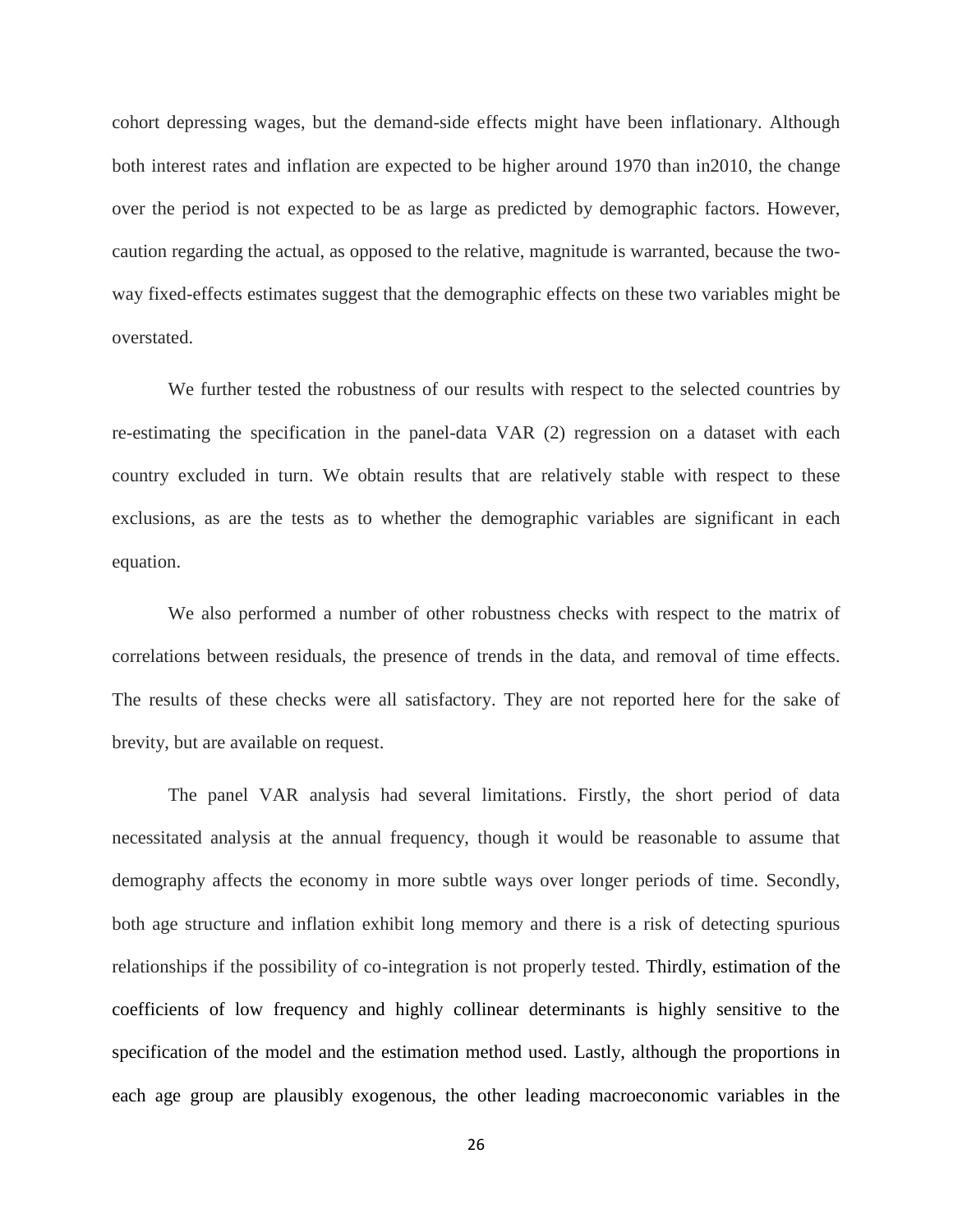cohort depressing wages, but the demand-side effects might have been inflationary. Although both interest rates and inflation are expected to be higher around 1970 than in2010, the change over the period is not expected to be as large as predicted by demographic factors. However, caution regarding the actual, as opposed to the relative, magnitude is warranted, because the two-way fixed-effects estimates suggest that the demographic effects on these two variables might be overstated.

We further tested the robustness of our results with respect to the selected countries by re-estimating the specification in the panel-data VAR (2) regression on a dataset with each country excluded in turn. We obtain results that are relatively stable with respect to these exclusions, as are the tests as to whether the demographic variables are significant in each equation.

We also performed a number of other robustness checks with respect to the matrix of correlations between residuals, the presence of trends in the data, and removal of time effects. The results of these checks were all satisfactory. They are not reported here for the sake of brevity, but are available on request.

The panel VAR analysis had several limitations. Firstly, the short period of data necessitated analysis at the annual frequency, though it would be reasonable to assume that demography affects the economy in more subtle ways over longer periods of time. Secondly, both age structure and inflation exhibit long memory and there is a risk of detecting spurious relationships if the possibility of co-integration is not properly tested. Thirdly, estimation of the coefficients of low frequency and highly collinear determinants is highly sensitive to the specification of the model and the estimation method used. Lastly, although the proportions in each age group are plausibly exogenous, the other leading macroeconomic variables in the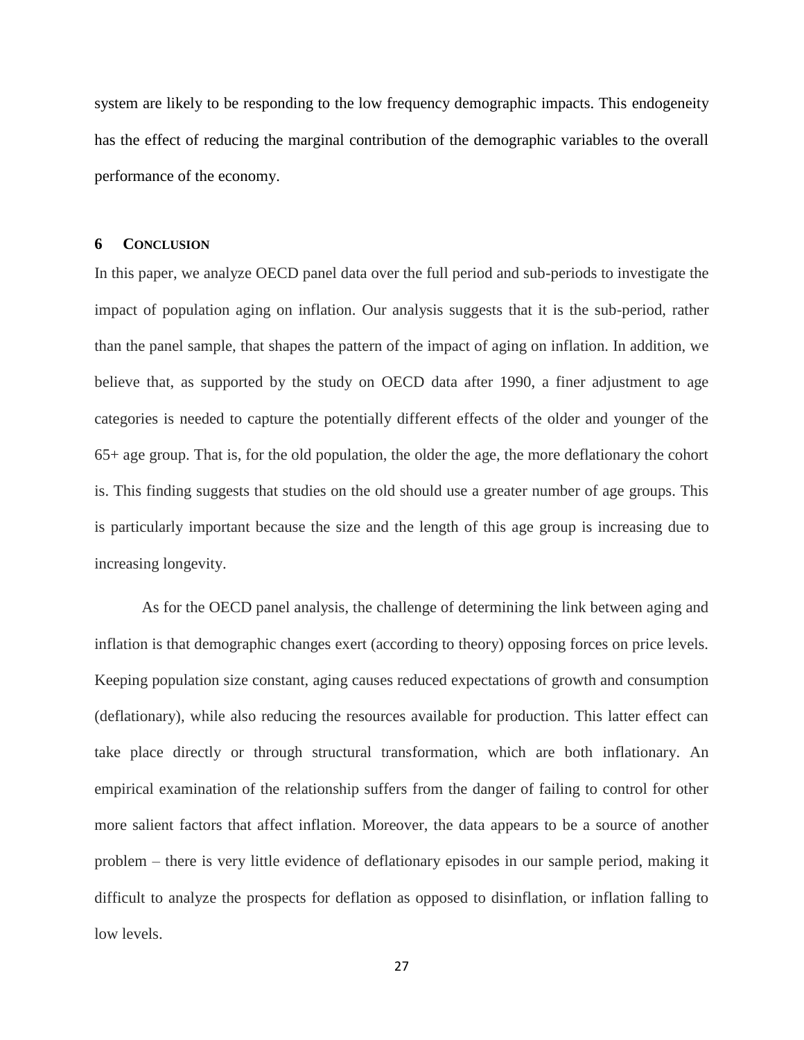system are likely to be responding to the low frequency demographic impacts. This endogeneity has the effect of reducing the marginal contribution of the demographic variables to the overall performance of the economy.

## 6 CONCLUSION

In this paper, we analyze OECD panel data over the full period and sub-periods to investigate the impact of population aging on inflation. Our analysis suggests that it is the sub-period, rather than the panel sample, that shapes the pattern of the impact of aging on inflation. In addition, we believe that, as supported by the study on OECD data after 1990, a finer adjustment to age categories is needed to capture the potentially different effects of the older and younger of the 65+ age group. That is, for the old population, the older the age, the more deflationary the cohort is. This finding suggests that studies on the old should use a greater number of age groups. This is particularly important because the size and the length of this age group is increasing due to increasing longevity.

As for the OECD panel analysis, the challenge of determining the link between aging and inflation is that demographic changes exert (according to theory) opposing forces on price levels. Keeping population size constant, aging causes reduced expectations of growth and consumption (deflationary), while also reducing the resources available for production. This latter effect can take place directly or through structural transformation, which are both inflationary. An empirical examination of the relationship suffers from the danger of failing to control for other more salient factors that affect inflation. Moreover, the data appears to be a source of another problem – there is very little evidence of deflationary episodes in our sample period, making it difficult to analyze the prospects for deflation as opposed to disinflation, or inflation falling to low levels.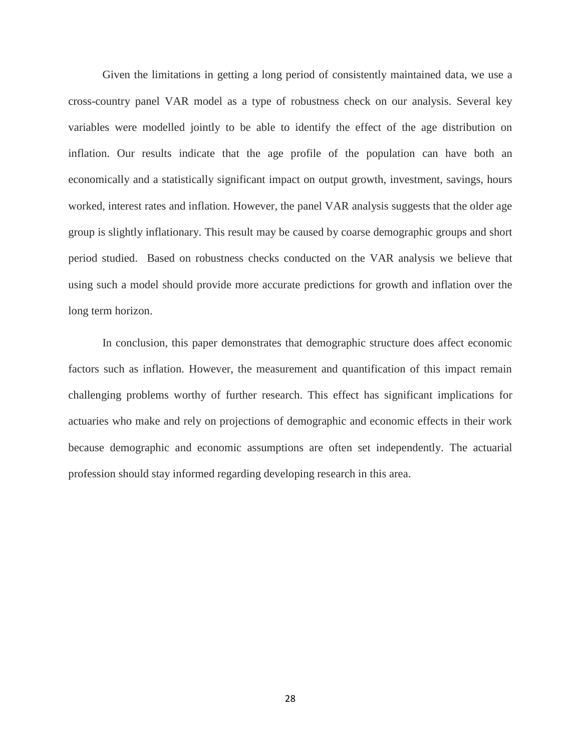Given the limitations in getting a long period of consistently maintained data, we use a cross-country panel VAR model as a type of robustness check on our analysis. Several key variables were modelled jointly to be able to identify the effect of the age distribution on inflation. Our results indicate that the age profile of the population can have both an economically and a statistically significant impact on output growth, investment, savings, hours worked, interest rates and inflation. However, the panel VAR analysis suggests that the older age group is slightly inflationary. This result may be caused by coarse demographic groups and short period studied. Based on robustness checks conducted on the VAR analysis we believe that using such a model should provide more accurate predictions for growth and inflation over the long term horizon.

In conclusion, this paper demonstrates that demographic structure does affect economic factors such as inflation. However, the measurement and quantification of this impact remain challenging problems worthy of further research. This effect has significant implications for actuaries who make and rely on projections of demographic and economic effects in their work because demographic and economic assumptions are often set independently. The actuarial profession should stay informed regarding developing research in this area.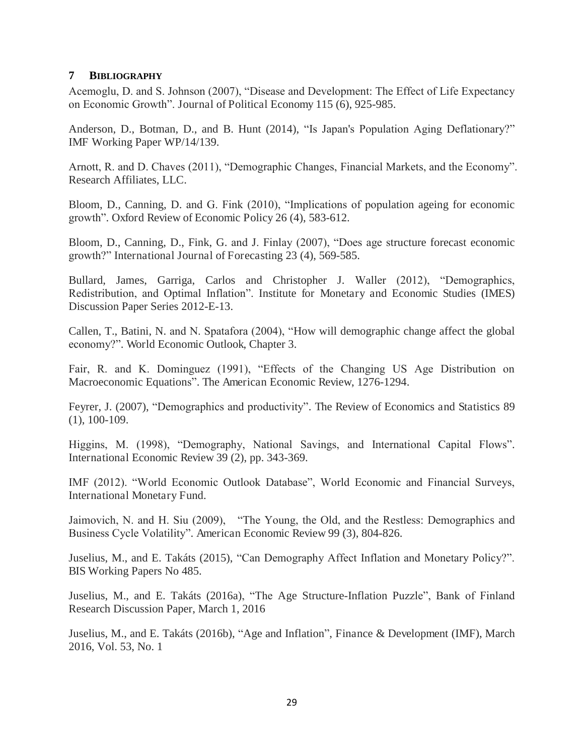## 7 BIBLIOGRAPHY

Acemoglu, D. and S. Johnson (2007), "Disease and Development: The Effect of Life Expectancy on Economic Growth". Journal of Political Economy 115 (6), 925-985.

Anderson, D., Botman, D., and B. Hunt (2014), "Is Japan's Population Aging Deflationary?" IMF Working Paper WP/14/139.

Arnott, R. and D. Chaves (2011), "Demographic Changes, Financial Markets, and the Economy". Research Affiliates, LLC.

Bloom, D., Canning, D. and G. Fink (2010), "Implications of population ageing for economic growth". Oxford Review of Economic Policy 26 (4), 583-612.

Bloom, D., Canning, D., Fink, G. and J. Finlay (2007), "Does age structure forecast economic growth?" International Journal of Forecasting 23 (4), 569-585.

Bullard, James, Garriga, Carlos and Christopher J. Waller (2012), "Demographics, Redistribution, and Optimal Inflation". Institute for Monetary and Economic Studies (IMES) Discussion Paper Series 2012-E-13.

Callen, T., Batini, N. and N. Spatafora (2004), "How will demographic change affect the global economy?". World Economic Outlook, Chapter 3.

Fair, R. and K. Dominguez (1991), "Effects of the Changing US Age Distribution on Macroeconomic Equations". The American Economic Review, 1276-1294.

Feyrer, J. (2007), "Demographics and productivity". The Review of Economics and Statistics 89 (1), 100-109.

Higgins, M. (1998), "Demography, National Savings, and International Capital Flows". International Economic Review 39 (2), pp. 343-369.

IMF (2012). "World Economic Outlook Database", World Economic and Financial Surveys, International Monetary Fund.

Jaimovich, N. and H. Siu (2009), "The Young, the Old, and the Restless: Demographics and Business Cycle Volatility". American Economic Review 99 (3), 804-826.

Juselius, M., and E. Takáts (2015), "Can Demography Affect Inflation and Monetary Policy?". BIS Working Papers No 485.

Juselius, M., and E. Takáts (2016a), "The Age Structure-Inflation Puzzle", Bank of Finland Research Discussion Paper, March 1, 2016

Juselius, M., and E. Takáts (2016b), "Age and Inflation", Finance & Development (IMF), March 2016, Vol. 53, No. 1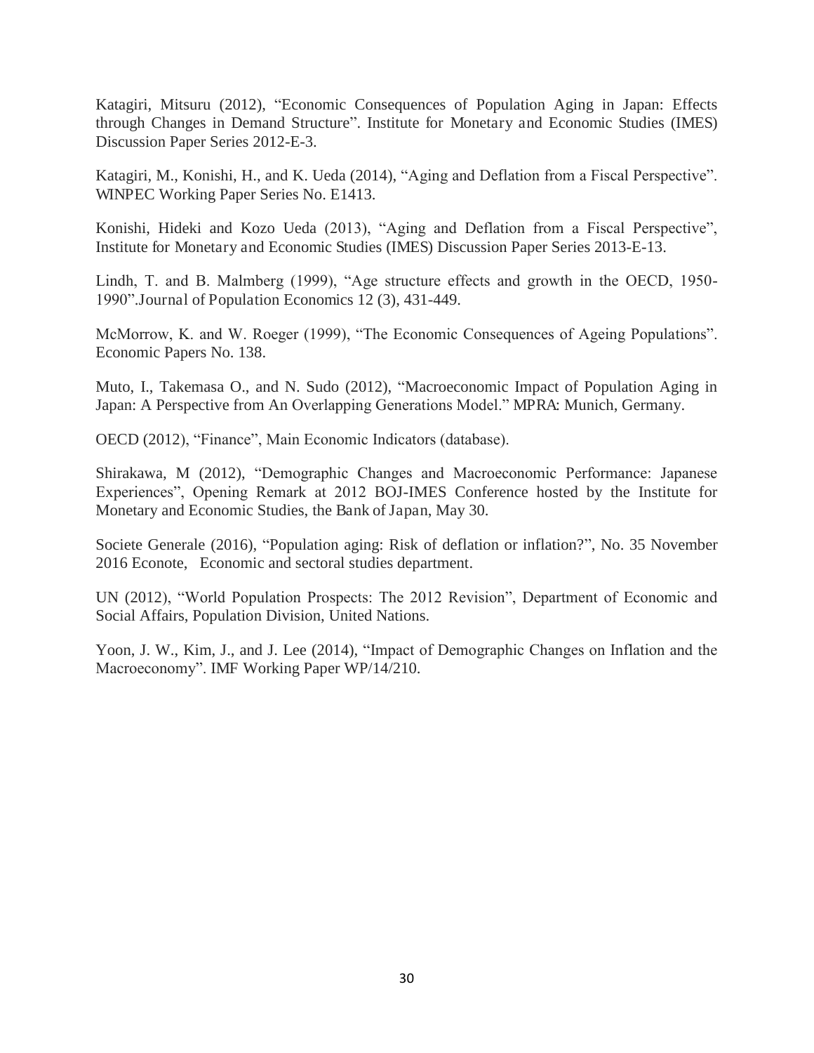Katagiri, Mitsuru (2012), "Economic Consequences of Population Aging in Japan: Effects through Changes in Demand Structure". Institute for Monetary and Economic Studies (IMES) Discussion Paper Series 2012-E-3.

Katagiri, M., Konishi, H., and K. Ueda (2014), "Aging and Deflation from a Fiscal Perspective". WINPEC Working Paper Series No. E1413.

Konishi, Hideki and Kozo Ueda (2013), "Aging and Deflation from a Fiscal Perspective", Institute for Monetary and Economic Studies (IMES) Discussion Paper Series 2013-E-13.

Lindh, T. and B. Malmberg (1999), "Age structure effects and growth in the OECD, 1950-1990".Journal of Population Economics 12 (3), 431-449.

McMorrow, K. and W. Roeger (1999), "The Economic Consequences of Ageing Populations". Economic Papers No. 138.

Muto, I., Takemasa O., and N. Sudo (2012), "Macroeconomic Impact of Population Aging in Japan: A Perspective from An Overlapping Generations Model." MPRA: Munich, Germany.

OECD (2012), "Finance", Main Economic Indicators (database).

Shirakawa, M (2012), "Demographic Changes and Macroeconomic Performance: Japanese Experiences", Opening Remark at 2012 BOJ-IMES Conference hosted by the Institute for Monetary and Economic Studies, the Bank of Japan, May 30.

Societe Generale (2016), "Population aging: Risk of deflation or inflation?", No. 35 November 2016 Econote, Economic and sectoral studies department.

UN (2012), "World Population Prospects: The 2012 Revision", Department of Economic and Social Affairs, Population Division, United Nations.

Yoon, J. W., Kim, J., and J. Lee (2014), "Impact of Demographic Changes on Inflation and the Macroeconomy". IMF Working Paper WP/14/210.